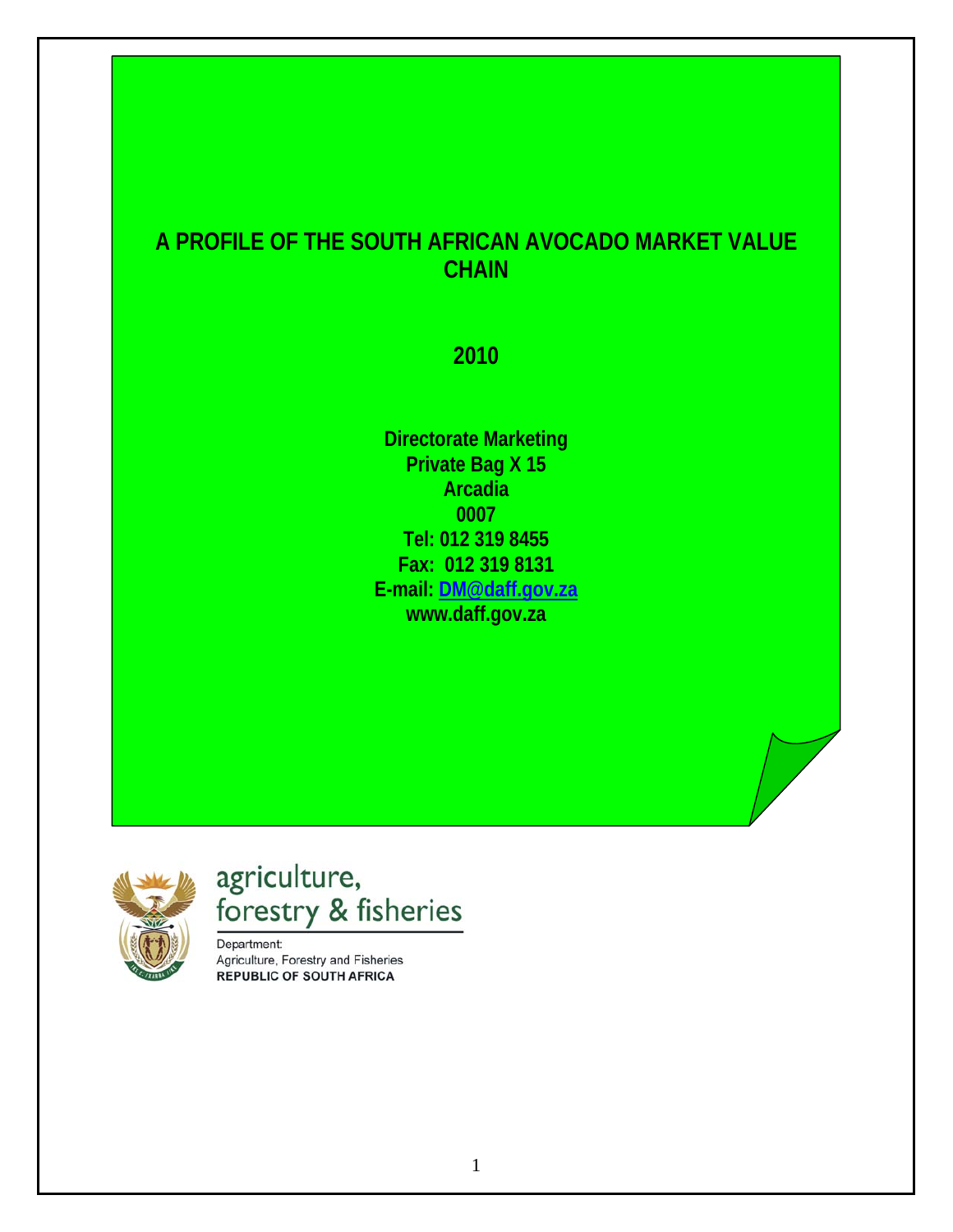# A PROFILE OF THE SOUTH AFRICAN AVOCADO MARKET VALUE CHAIN

**2010**

**Directorate Marketing**
**Private Bag X 15**
**Arcadia**
**0007**
**Tel: 012 319 8455**
**Fax: 012 319 8131**
**E-mail: DM@daff.gov.za**
**www.daff.gov.za**

agriculture, forestry & fisheries

Department:
Agriculture, Forestry and Fisheries
**REPUBLIC OF SOUTH AFRICA**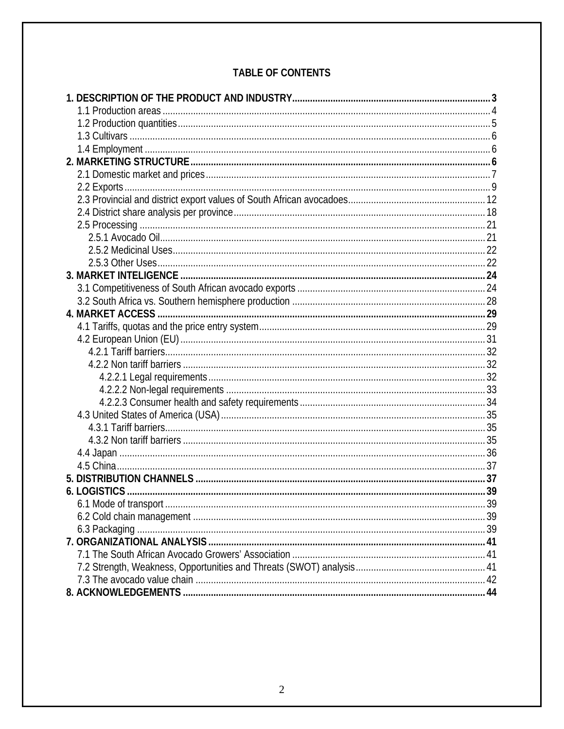# TABLE OF CONTENTS

**1. DESCRIPTION OF THE PRODUCT AND INDUSTRY** .......... **3**
- 1.1 Production areas .......... 4
- 1.2 Production quantities .......... 5
- 1.3 Cultivars .......... 6
- 1.4 Employment .......... 6

**2. MARKETING STRUCTURE** .......... **6**
- 2.1 Domestic market and prices .......... 7
- 2.2 Exports .......... 9
- 2.3 Provincial and district export values of South African avocadoes .......... 12
- 2.4 District share analysis per province .......... 18
- 2.5 Processing .......... 21
  - 2.5.1 Avocado Oil .......... 21
  - 2.5.2 Medicinal Uses .......... 22
  - 2.5.3 Other Uses .......... 22

**3. MARKET INTELIGENCE** .......... **24**
- 3.1 Competitiveness of South African avocado exports .......... 24
- 3.2 South Africa vs. Southern hemisphere production .......... 28

**4. MARKET ACCESS** .......... **29**
- 4.1 Tariffs, quotas and the price entry system .......... 29
- 4.2 European Union (EU) .......... 31
  - 4.2.1 Tariff barriers .......... 32
  - 4.2.2 Non tariff barriers .......... 32
    - 4.2.2.1 Legal requirements .......... 32
    - 4.2.2.2 Non-legal requirements .......... 33
    - 4.2.2.3 Consumer health and safety requirements .......... 34
- 4.3 United States of America (USA) .......... 35
  - 4.3.1 Tariff barriers .......... 35
  - 4.3.2 Non tariff barriers .......... 35
- 4.4 Japan .......... 36
- 4.5 China .......... 37

**5. DISTRIBUTION CHANNELS** .......... **37**

**6. LOGISTICS** .......... **39**
- 6.1 Mode of transport .......... 39
- 6.2 Cold chain management .......... 39
- 6.3 Packaging .......... 39

**7. ORGANIZATIONAL ANALYSIS** .......... **41**
- 7.1 The South African Avocado Growers' Association .......... 41
- 7.2 Strength, Weakness, Opportunities and Threats (SWOT) analysis .......... 41
- 7.3 The avocado value chain .......... 42

**8. ACKNOWLEDGEMENTS** .......... **44**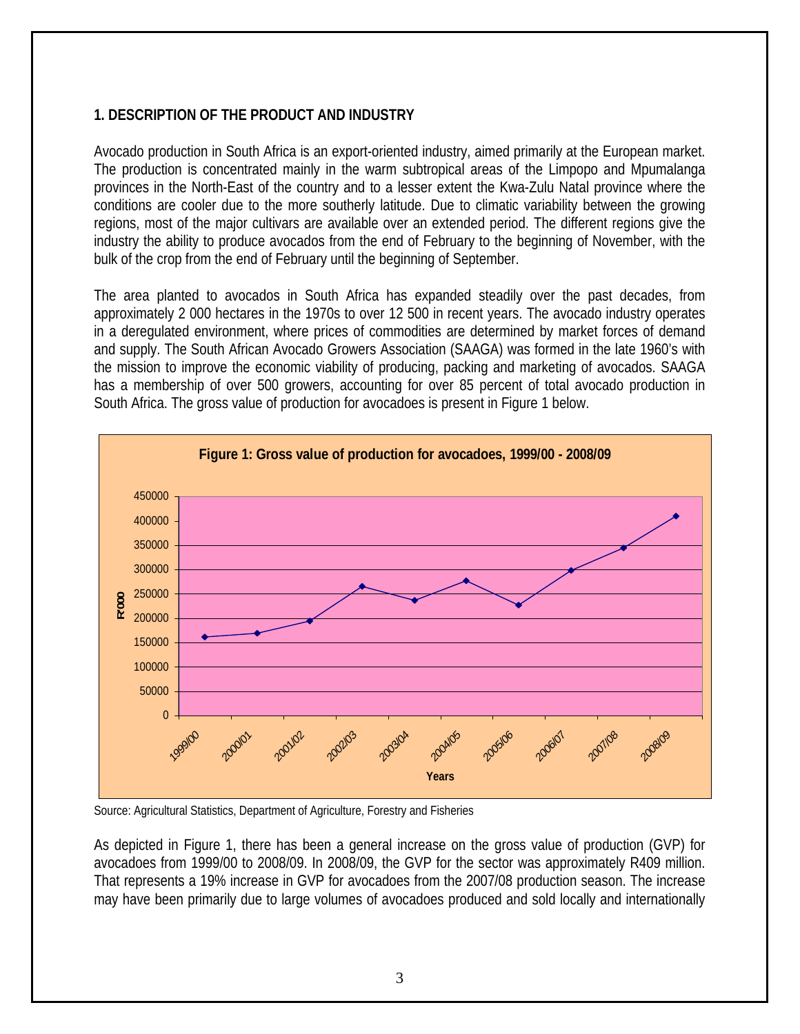## 1. DESCRIPTION OF THE PRODUCT AND INDUSTRY

Avocado production in South Africa is an export-oriented industry, aimed primarily at the European market. The production is concentrated mainly in the warm subtropical areas of the Limpopo and Mpumalanga provinces in the North-East of the country and to a lesser extent the Kwa-Zulu Natal province where the conditions are cooler due to the more southerly latitude. Due to climatic variability between the growing regions, most of the major cultivars are available over an extended period. The different regions give the industry the ability to produce avocados from the end of February to the beginning of November, with the bulk of the crop from the end of February until the beginning of September.

The area planted to avocados in South Africa has expanded steadily over the past decades, from approximately 2 000 hectares in the 1970s to over 12 500 in recent years. The avocado industry operates in a deregulated environment, where prices of commodities are determined by market forces of demand and supply. The South African Avocado Growers Association (SAAGA) was formed in the late 1960's with the mission to improve the economic viability of producing, packing and marketing of avocados. SAAGA has a membership of over 500 growers, accounting for over 85 percent of total avocado production in South Africa. The gross value of production for avocadoes is present in Figure 1 below.

**Figure 1: Gross value of production for avocadoes, 1999/00 - 2008/09**

Source: Agricultural Statistics, Department of Agriculture, Forestry and Fisheries

As depicted in Figure 1, there has been a general increase on the gross value of production (GVP) for avocadoes from 1999/00 to 2008/09. In 2008/09, the GVP for the sector was approximately R409 million. That represents a 19% increase in GVP for avocadoes from the 2007/08 production season. The increase may have been primarily due to large volumes of avocadoes produced and sold locally and internationally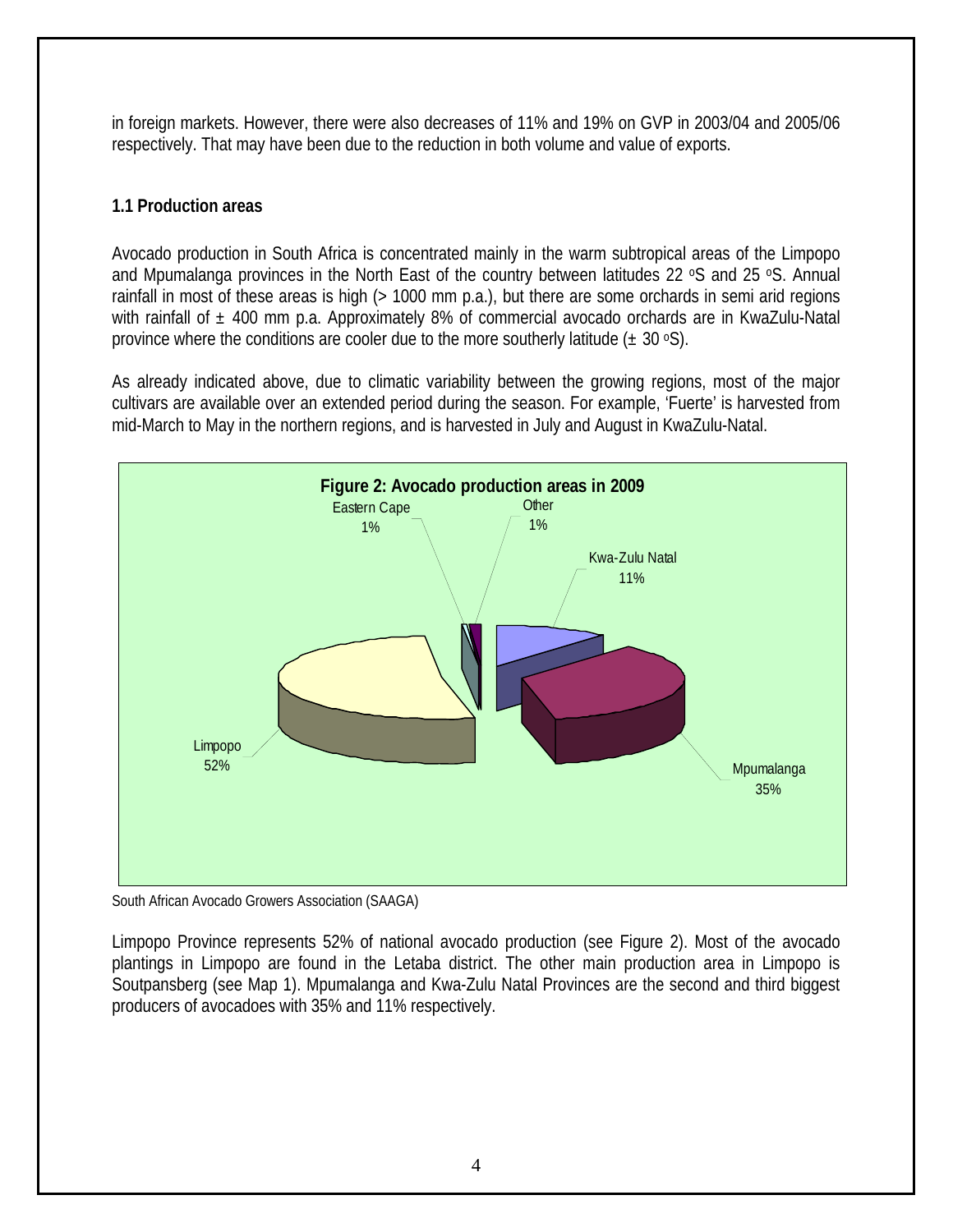in foreign markets. However, there were also decreases of 11% and 19% on GVP in 2003/04 and 2005/06 respectively. That may have been due to the reduction in both volume and value of exports.

### 1.1 Production areas

Avocado production in South Africa is concentrated mainly in the warm subtropical areas of the Limpopo and Mpumalanga provinces in the North East of the country between latitudes 22 $^{\circ}$S and 25 $^{\circ}$S. Annual rainfall in most of these areas is high (> 1000 mm p.a.), but there are some orchards in semi arid regions with rainfall of ± 400 mm p.a. Approximately 8% of commercial avocado orchards are in KwaZulu-Natal province where the conditions are cooler due to the more southerly latitude (± 30 $^{\circ}$S).

As already indicated above, due to climatic variability between the growing regions, most of the major cultivars are available over an extended period during the season. For example, 'Fuerte' is harvested from mid-March to May in the northern regions, and is harvested in July and August in KwaZulu-Natal.

**Figure 2: Avocado production areas in 2009**

South African Avocado Growers Association (SAAGA)

Limpopo Province represents 52% of national avocado production (see Figure 2). Most of the avocado plantings in Limpopo are found in the Letaba district. The other main production area in Limpopo is Soutpansberg (see Map 1). Mpumalanga and Kwa-Zulu Natal Provinces are the second and third biggest producers of avocadoes with 35% and 11% respectively.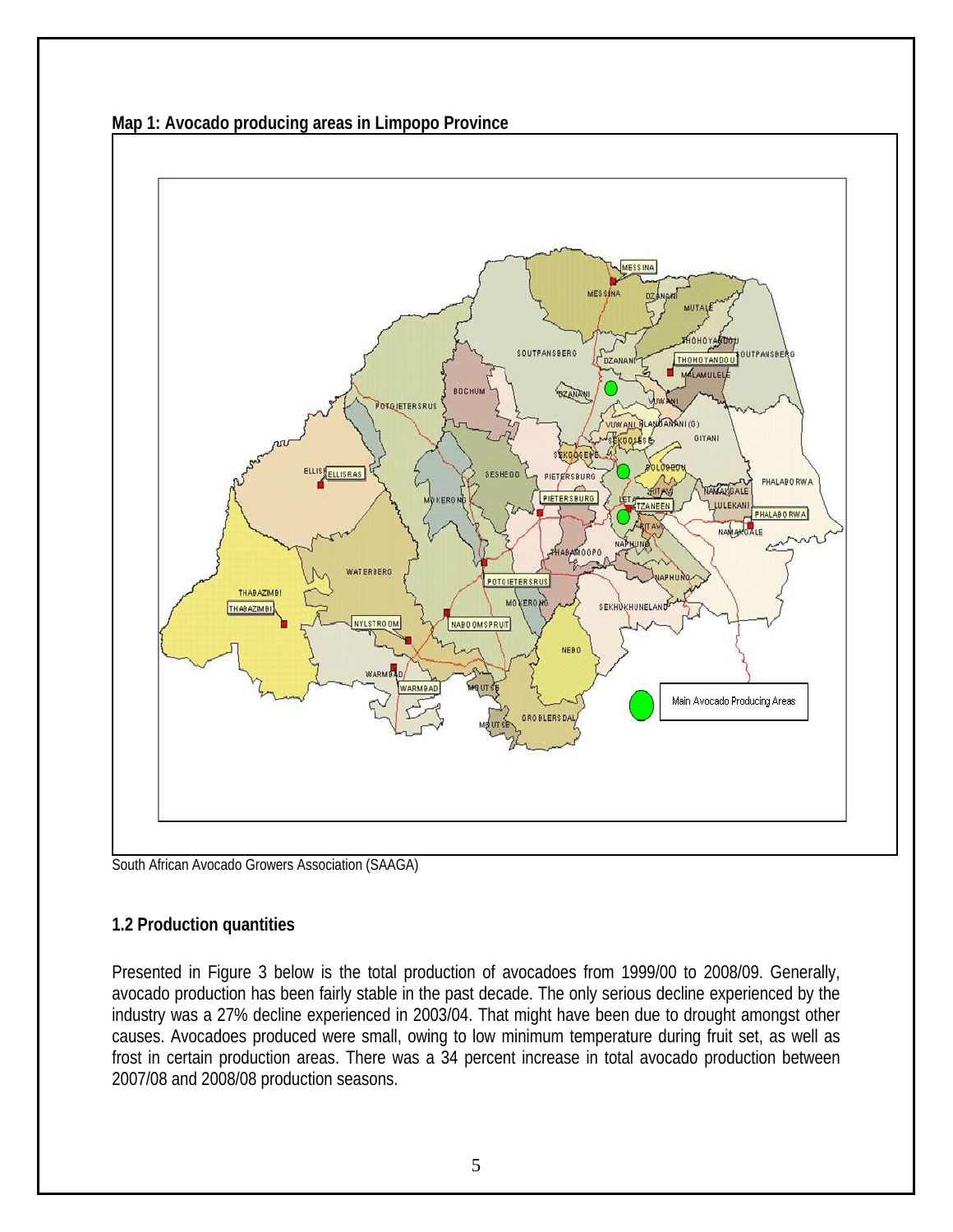**Map 1: Avocado producing areas in Limpopo Province**

South African Avocado Growers Association (SAAGA)

### 1.2 Production quantities

Presented in Figure 3 below is the total production of avocadoes from 1999/00 to 2008/09. Generally, avocado production has been fairly stable in the past decade. The only serious decline experienced by the industry was a 27% decline experienced in 2003/04. That might have been due to drought amongst other causes. Avocadoes produced were small, owing to low minimum temperature during fruit set, as well as frost in certain production areas. There was a 34 percent increase in total avocado production between 2007/08 and 2008/08 production seasons.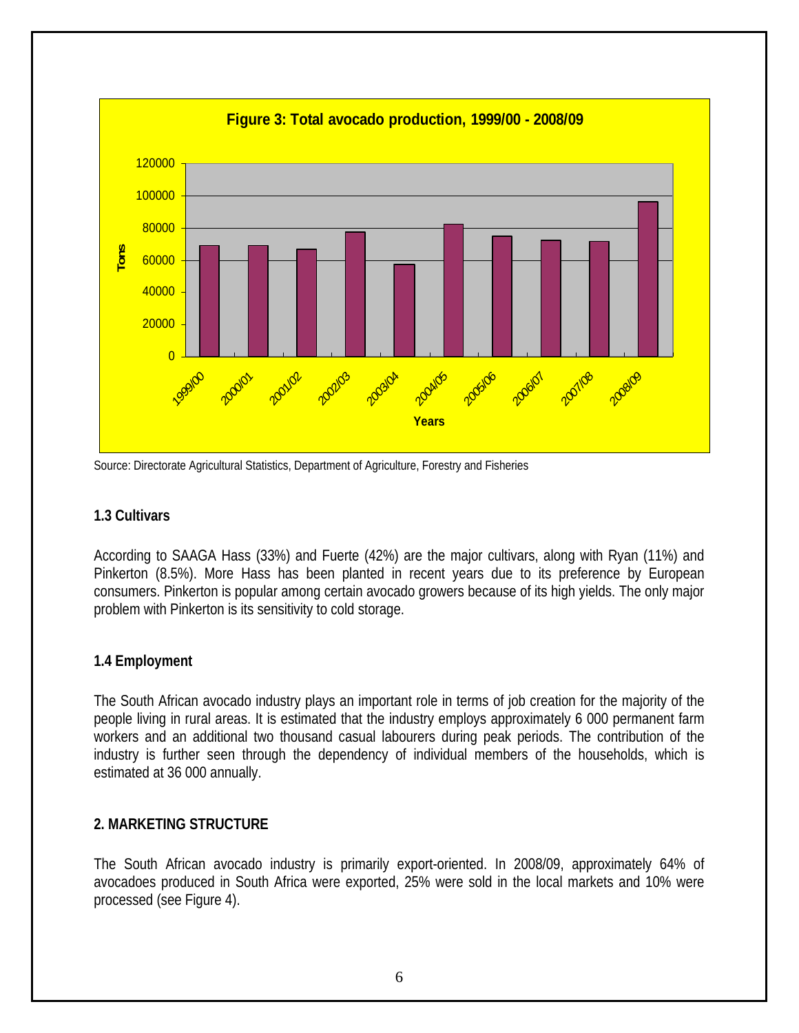**Figure 3: Total avocado production, 1999/00 - 2008/09**

Source: Directorate Agricultural Statistics, Department of Agriculture, Forestry and Fisheries

### 1.3 Cultivars

According to SAAGA Hass (33%) and Fuerte (42%) are the major cultivars, along with Ryan (11%) and Pinkerton (8.5%). More Hass has been planted in recent years due to its preference by European consumers. Pinkerton is popular among certain avocado growers because of its high yields. The only major problem with Pinkerton is its sensitivity to cold storage.

### 1.4 Employment

The South African avocado industry plays an important role in terms of job creation for the majority of the people living in rural areas. It is estimated that the industry employs approximately 6 000 permanent farm workers and an additional two thousand casual labourers during peak periods. The contribution of the industry is further seen through the dependency of individual members of the households, which is estimated at 36 000 annually.

## 2. MARKETING STRUCTURE

The South African avocado industry is primarily export-oriented. In 2008/09, approximately 64% of avocadoes produced in South Africa were exported, 25% were sold in the local markets and 10% were processed (see Figure 4).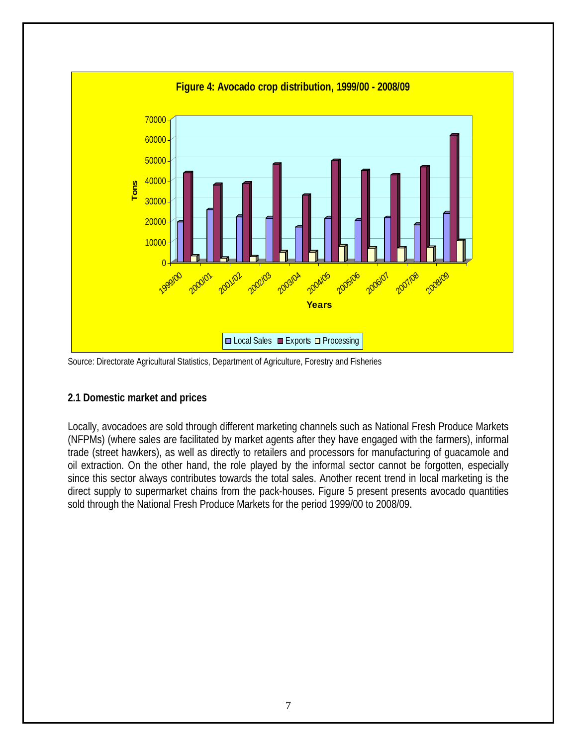**Figure 4: Avocado crop distribution, 1999/00 - 2008/09**

Source: Directorate Agricultural Statistics, Department of Agriculture, Forestry and Fisheries

### 2.1 Domestic market and prices

Locally, avocadoes are sold through different marketing channels such as National Fresh Produce Markets (NFPMs) (where sales are facilitated by market agents after they have engaged with the farmers), informal trade (street hawkers), as well as directly to retailers and processors for manufacturing of guacamole and oil extraction. On the other hand, the role played by the informal sector cannot be forgotten, especially since this sector always contributes towards the total sales. Another recent trend in local marketing is the direct supply to supermarket chains from the pack-houses. Figure 5 present presents avocado quantities sold through the National Fresh Produce Markets for the period 1999/00 to 2008/09.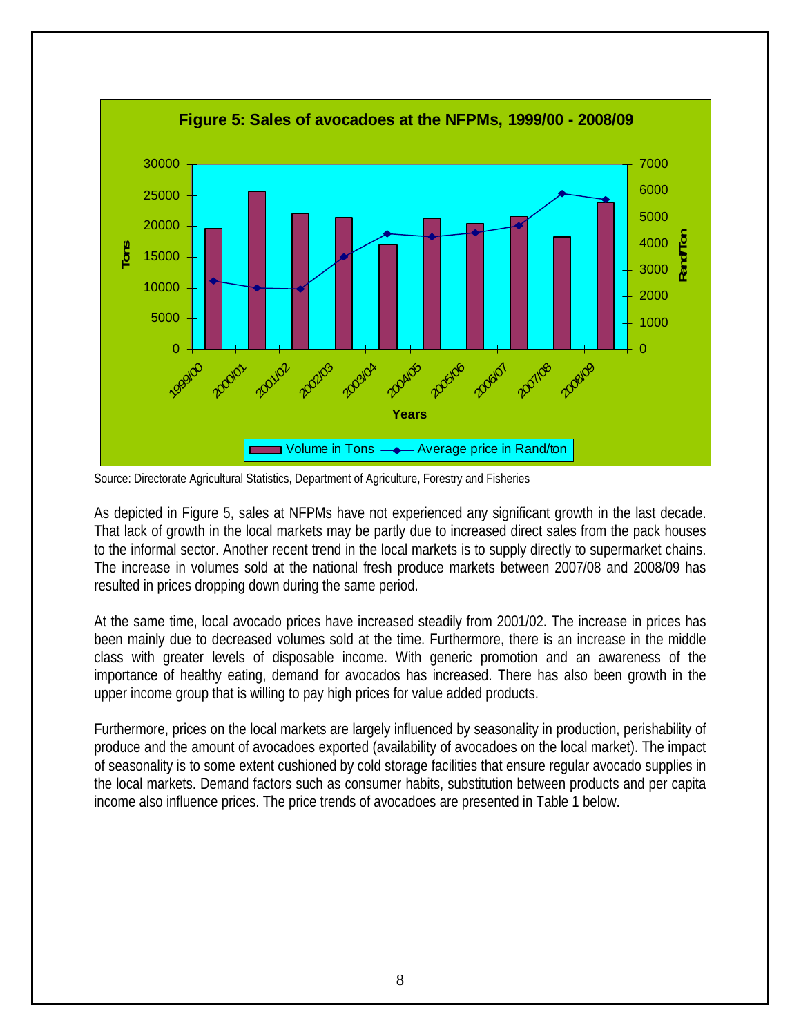**Figure 5: Sales of avocadoes at the NFPMs, 1999/00 - 2008/09**

Source: Directorate Agricultural Statistics, Department of Agriculture, Forestry and Fisheries

As depicted in Figure 5, sales at NFPMs have not experienced any significant growth in the last decade. That lack of growth in the local markets may be partly due to increased direct sales from the pack houses to the informal sector. Another recent trend in the local markets is to supply directly to supermarket chains. The increase in volumes sold at the national fresh produce markets between 2007/08 and 2008/09 has resulted in prices dropping down during the same period.

At the same time, local avocado prices have increased steadily from 2001/02. The increase in prices has been mainly due to decreased volumes sold at the time. Furthermore, there is an increase in the middle class with greater levels of disposable income. With generic promotion and an awareness of the importance of healthy eating, demand for avocados has increased. There has also been growth in the upper income group that is willing to pay high prices for value added products.

Furthermore, prices on the local markets are largely influenced by seasonality in production, perishability of produce and the amount of avocadoes exported (availability of avocadoes on the local market). The impact of seasonality is to some extent cushioned by cold storage facilities that ensure regular avocado supplies in the local markets. Demand factors such as consumer habits, substitution between products and per capita income also influence prices. The price trends of avocadoes are presented in Table 1 below.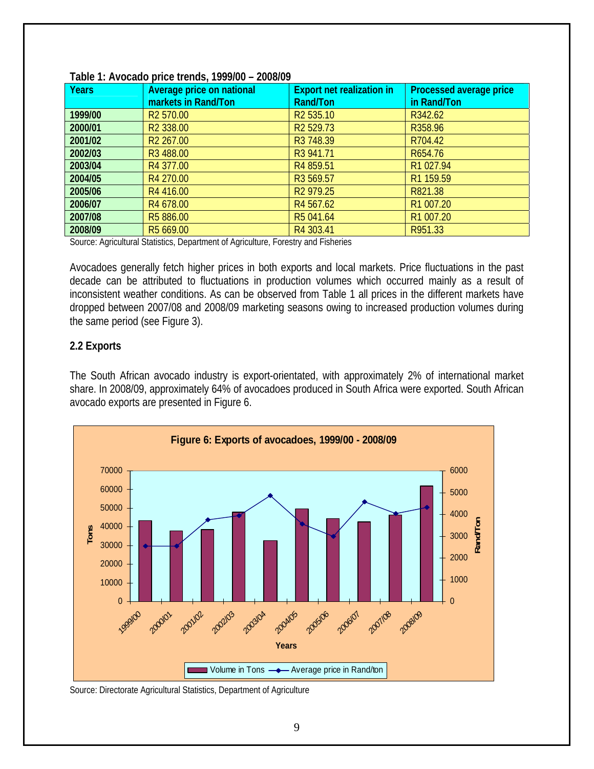**Table 1: Avocado price trends, 1999/00 – 2008/09**

| Years | Average price on national markets in Rand/Ton | Export net realization in Rand/Ton | Processed average price in Rand/Ton |
|---|---|---|---|
| 1999/00 | R2 570.00 | R2 535.10 | R342.62 |
| 2000/01 | R2 338.00 | R2 529.73 | R358.96 |
| 2001/02 | R2 267.00 | R3 748.39 | R704.42 |
| 2002/03 | R3 488.00 | R3 941.71 | R654.76 |
| 2003/04 | R4 377.00 | R4 859.51 | R1 027.94 |
| 2004/05 | R4 270.00 | R3 569.57 | R1 159.59 |
| 2005/06 | R4 416.00 | R2 979.25 | R821.38 |
| 2006/07 | R4 678.00 | R4 567.62 | R1 007.20 |
| 2007/08 | R5 886.00 | R5 041.64 | R1 007.20 |
| 2008/09 | R5 669.00 | R4 303.41 | R951.33 |

Source: Agricultural Statistics, Department of Agriculture, Forestry and Fisheries

Avocadoes generally fetch higher prices in both exports and local markets. Price fluctuations in the past decade can be attributed to fluctuations in production volumes which occurred mainly as a result of inconsistent weather conditions. As can be observed from Table 1 all prices in the different markets have dropped between 2007/08 and 2008/09 marketing seasons owing to increased production volumes during the same period (see Figure 3).

## 2.2 Exports

The South African avocado industry is export-orientated, with approximately 2% of international market share. In 2008/09, approximately 64% of avocadoes produced in South Africa were exported. South African avocado exports are presented in Figure 6.

**Figure 6: Exports of avocadoes, 1999/00 - 2008/09**

Source: Directorate Agricultural Statistics, Department of Agriculture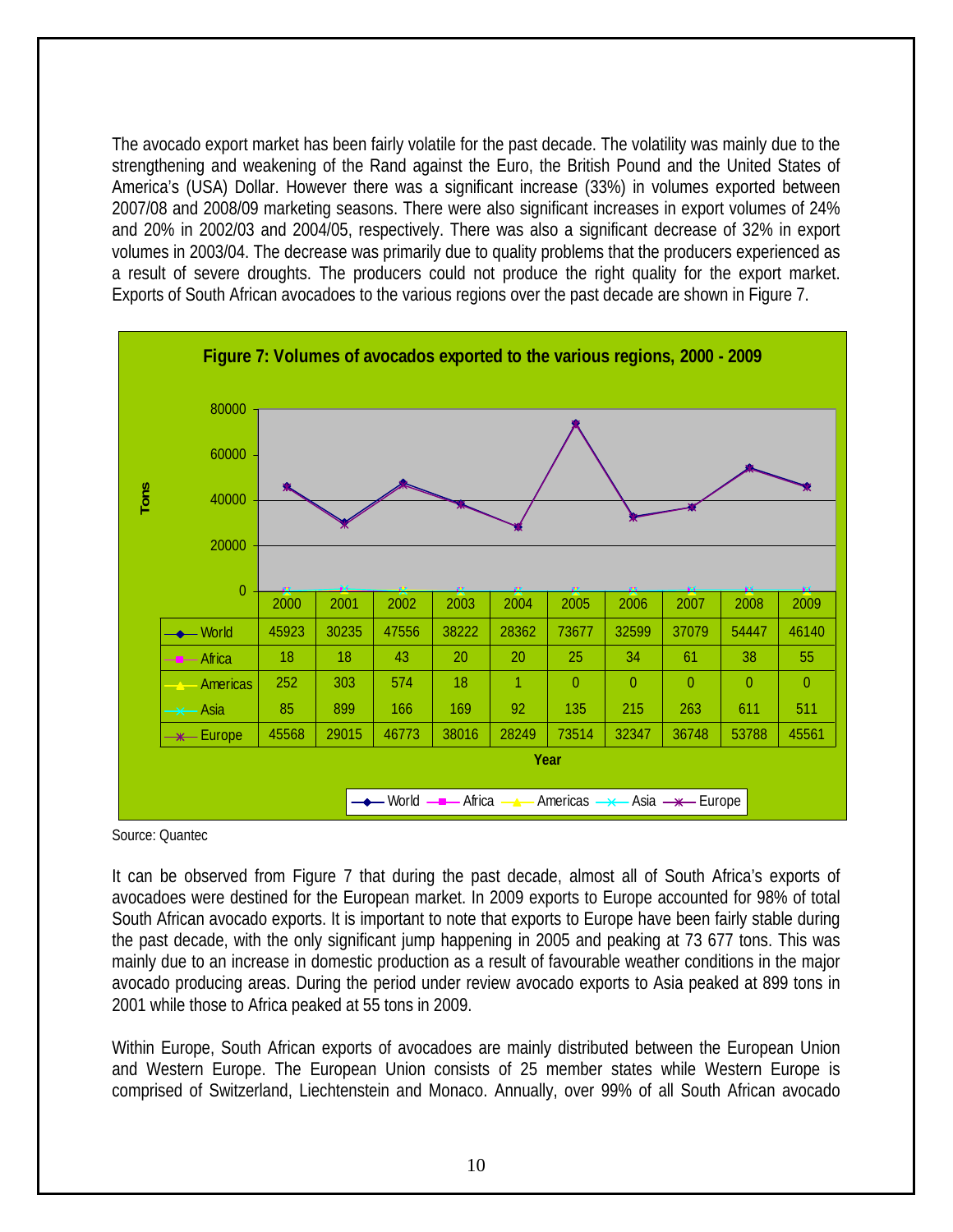The avocado export market has been fairly volatile for the past decade. The volatility was mainly due to the strengthening and weakening of the Rand against the Euro, the British Pound and the United States of America's (USA) Dollar. However there was a significant increase (33%) in volumes exported between 2007/08 and 2008/09 marketing seasons. There were also significant increases in export volumes of 24% and 20% in 2002/03 and 2004/05, respectively. There was also a significant decrease of 32% in export volumes in 2003/04. The decrease was primarily due to quality problems that the producers experienced as a result of severe droughts. The producers could not produce the right quality for the export market. Exports of South African avocadoes to the various regions over the past decade are shown in Figure 7.

**Figure 7: Volumes of avocados exported to the various regions, 2000 - 2009**

| Tons | 2000 | 2001 | 2002 | 2003 | 2004 | 2005 | 2006 | 2007 | 2008 | 2009 |
|---|---|---|---|---|---|---|---|---|---|---|
| World | 45923 | 30235 | 47556 | 38222 | 28362 | 73677 | 32599 | 37079 | 54447 | 46140 |
| Africa | 18 | 18 | 43 | 20 | 20 | 25 | 34 | 61 | 38 | 55 |
| Americas | 252 | 303 | 574 | 18 | 1 | 0 | 0 | 0 | 0 | 0 |
| Asia | 85 | 899 | 166 | 169 | 92 | 135 | 215 | 263 | 611 | 511 |
| Europe | 45568 | 29015 | 46773 | 38016 | 28249 | 73514 | 32347 | 36748 | 53788 | 45561 |

Year

Source: Quantec

It can be observed from Figure 7 that during the past decade, almost all of South Africa's exports of avocadoes were destined for the European market. In 2009 exports to Europe accounted for 98% of total South African avocado exports. It is important to note that exports to Europe have been fairly stable during the past decade, with the only significant jump happening in 2005 and peaking at 73 677 tons. This was mainly due to an increase in domestic production as a result of favourable weather conditions in the major avocado producing areas. During the period under review avocado exports to Asia peaked at 899 tons in 2001 while those to Africa peaked at 55 tons in 2009.

Within Europe, South African exports of avocadoes are mainly distributed between the European Union and Western Europe. The European Union consists of 25 member states while Western Europe is comprised of Switzerland, Liechtenstein and Monaco. Annually, over 99% of all South African avocado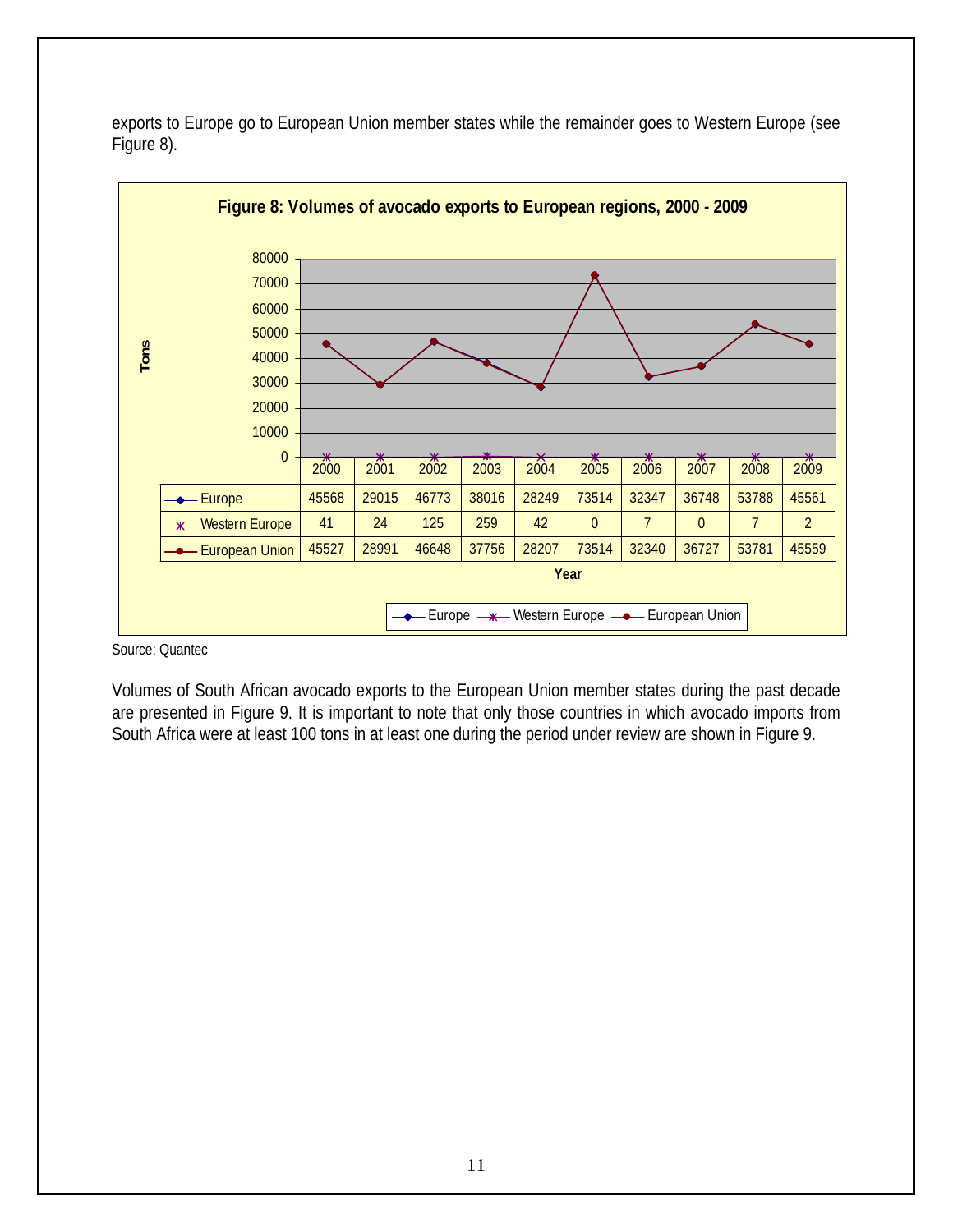exports to Europe go to European Union member states while the remainder goes to Western Europe (see Figure 8).

**Figure 8: Volumes of avocado exports to European regions, 2000 - 2009**

| | 2000 | 2001 | 2002 | 2003 | 2004 | 2005 | 2006 | 2007 | 2008 | 2009 |
|---|---|---|---|---|---|---|---|---|---|---|
| Europe | 45568 | 29015 | 46773 | 38016 | 28249 | 73514 | 32347 | 36748 | 53788 | 45561 |
| Western Europe | 41 | 24 | 125 | 259 | 42 | 0 | 7 | 0 | 7 | 2 |
| European Union | 45527 | 28991 | 46648 | 37756 | 28207 | 73514 | 32340 | 36727 | 53781 | 45559 |

Source: Quantec

Volumes of South African avocado exports to the European Union member states during the past decade are presented in Figure 9. It is important to note that only those countries in which avocado imports from South Africa were at least 100 tons in at least one during the period under review are shown in Figure 9.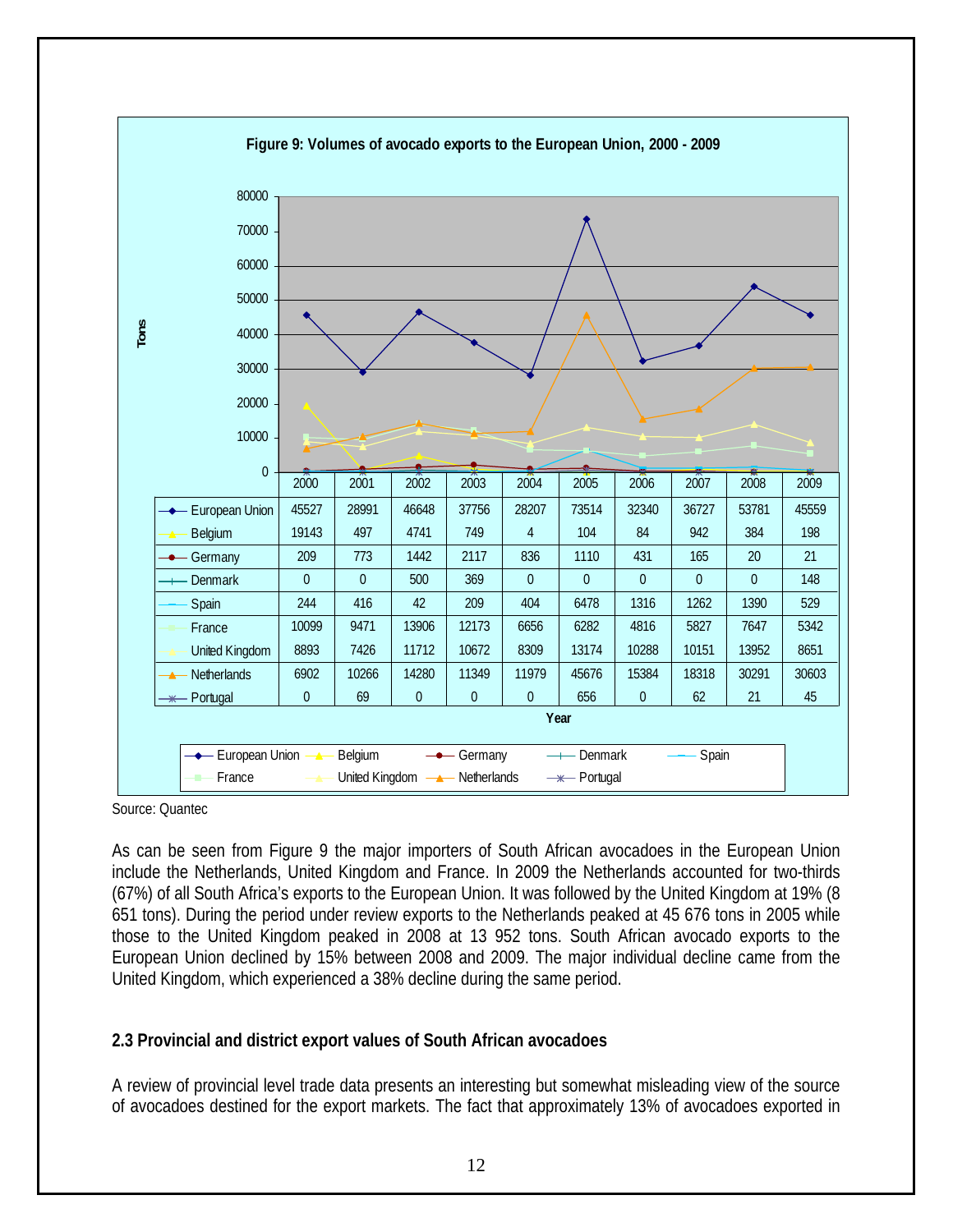**Figure 9: Volumes of avocado exports to the European Union, 2000 - 2009**

| | 2000 | 2001 | 2002 | 2003 | 2004 | 2005 | 2006 | 2007 | 2008 | 2009 |
|---|---|---|---|---|---|---|---|---|---|---|
| European Union | 45527 | 28991 | 46648 | 37756 | 28207 | 73514 | 32340 | 36727 | 53781 | 45559 |
| Belgium | 19143 | 497 | 4741 | 749 | 4 | 104 | 84 | 942 | 384 | 198 |
| Germany | 209 | 773 | 1442 | 2117 | 836 | 1110 | 431 | 165 | 20 | 21 |
| Denmark | 0 | 0 | 500 | 369 | 0 | 0 | 0 | 0 | 0 | 148 |
| Spain | 244 | 416 | 42 | 209 | 404 | 6478 | 1316 | 1262 | 1390 | 529 |
| France | 10099 | 9471 | 13906 | 12173 | 6656 | 6282 | 4816 | 5827 | 7647 | 5342 |
| United Kingdom | 8893 | 7426 | 11712 | 10672 | 8309 | 13174 | 10288 | 10151 | 13952 | 8651 |
| Netherlands | 6902 | 10266 | 14280 | 11349 | 11979 | 45676 | 15384 | 18318 | 30291 | 30603 |
| Portugal | 0 | 69 | 0 | 0 | 0 | 656 | 0 | 62 | 21 | 45 |

Source: Quantec

As can be seen from Figure 9 the major importers of South African avocadoes in the European Union include the Netherlands, United Kingdom and France. In 2009 the Netherlands accounted for two-thirds (67%) of all South Africa's exports to the European Union. It was followed by the United Kingdom at 19% (8 651 tons). During the period under review exports to the Netherlands peaked at 45 676 tons in 2005 while those to the United Kingdom peaked in 2008 at 13 952 tons. South African avocado exports to the European Union declined by 15% between 2008 and 2009. The major individual decline came from the United Kingdom, which experienced a 38% decline during the same period.

## 2.3 Provincial and district export values of South African avocadoes

A review of provincial level trade data presents an interesting but somewhat misleading view of the source of avocadoes destined for the export markets. The fact that approximately 13% of avocadoes exported in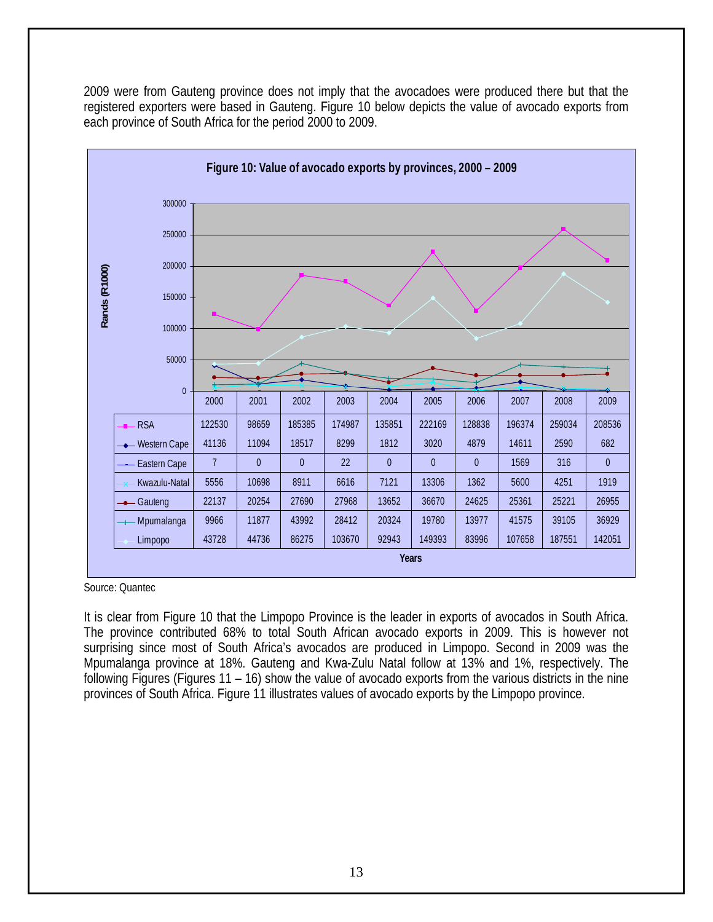2009 were from Gauteng province does not imply that the avocadoes were produced there but that the registered exporters were based in Gauteng. Figure 10 below depicts the value of avocado exports from each province of South Africa for the period 2000 to 2009.

**Figure 10: Value of avocado exports by provinces, 2000 – 2009**

Rands (R1000)

| | 2000 | 2001 | 2002 | 2003 | 2004 | 2005 | 2006 | 2007 | 2008 | 2009 |
|---|---|---|---|---|---|---|---|---|---|---|
| RSA | 122530 | 98659 | 185385 | 174987 | 135851 | 222169 | 128838 | 196374 | 259034 | 208536 |
| Western Cape | 41136 | 11094 | 18517 | 8299 | 1812 | 3020 | 4879 | 14611 | 2590 | 682 |
| Eastern Cape | 7 | 0 | 0 | 22 | 0 | 0 | 0 | 1569 | 316 | 0 |
| Kwazulu-Natal | 5556 | 10698 | 8911 | 6616 | 7121 | 13306 | 1362 | 5600 | 4251 | 1919 |
| Gauteng | 22137 | 20254 | 27690 | 27968 | 13652 | 36670 | 24625 | 25361 | 25221 | 26955 |
| Mpumalanga | 9966 | 11877 | 43992 | 28412 | 20324 | 19780 | 13977 | 41575 | 39105 | 36929 |
| Limpopo | 43728 | 44736 | 86275 | 103670 | 92943 | 149393 | 83996 | 107658 | 187551 | 142051 |

Years

Source: Quantec

It is clear from Figure 10 that the Limpopo Province is the leader in exports of avocados in South Africa. The province contributed 68% to total South African avocado exports in 2009. This is however not surprising since most of South Africa's avocados are produced in Limpopo. Second in 2009 was the Mpumalanga province at 18%. Gauteng and Kwa-Zulu Natal follow at 13% and 1%, respectively. The following Figures (Figures 11 – 16) show the value of avocado exports from the various districts in the nine provinces of South Africa. Figure 11 illustrates values of avocado exports by the Limpopo province.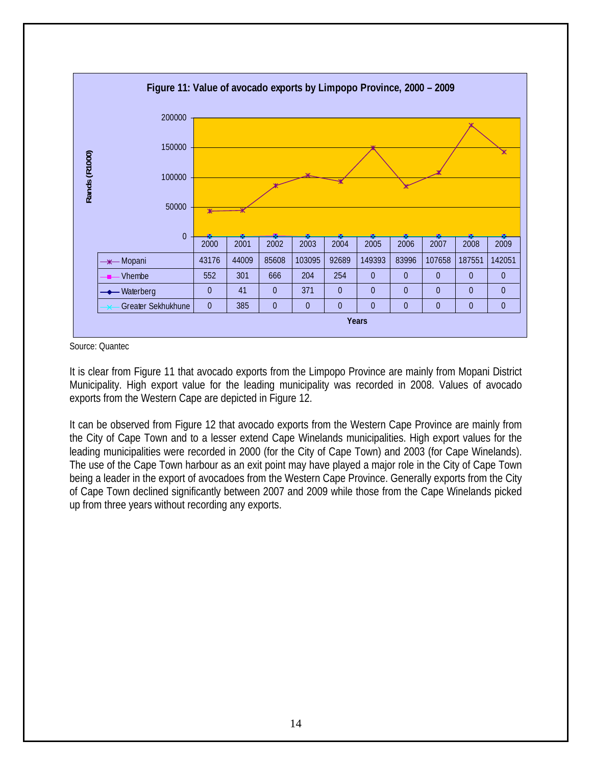**Figure 11: Value of avocado exports by Limpopo Province, 2000 – 2009**

Rands (R1000)

| | 2000 | 2001 | 2002 | 2003 | 2004 | 2005 | 2006 | 2007 | 2008 | 2009 |
|---|---|---|---|---|---|---|---|---|---|---|
| Mopani | 43176 | 44009 | 85608 | 103095 | 92689 | 149393 | 83996 | 107658 | 187551 | 142051 |
| Vhembe | 552 | 301 | 666 | 204 | 254 | 0 | 0 | 0 | 0 | 0 |
| Waterberg | 0 | 41 | 0 | 371 | 0 | 0 | 0 | 0 | 0 | 0 |
| Greater Sekhukhune | 0 | 385 | 0 | 0 | 0 | 0 | 0 | 0 | 0 | 0 |

Years

Source: Quantec

It is clear from Figure 11 that avocado exports from the Limpopo Province are mainly from Mopani District Municipality. High export value for the leading municipality was recorded in 2008. Values of avocado exports from the Western Cape are depicted in Figure 12.

It can be observed from Figure 12 that avocado exports from the Western Cape Province are mainly from the City of Cape Town and to a lesser extend Cape Winelands municipalities. High export values for the leading municipalities were recorded in 2000 (for the City of Cape Town) and 2003 (for Cape Winelands). The use of the Cape Town harbour as an exit point may have played a major role in the City of Cape Town being a leader in the export of avocadoes from the Western Cape Province. Generally exports from the City of Cape Town declined significantly between 2007 and 2009 while those from the Cape Winelands picked up from three years without recording any exports.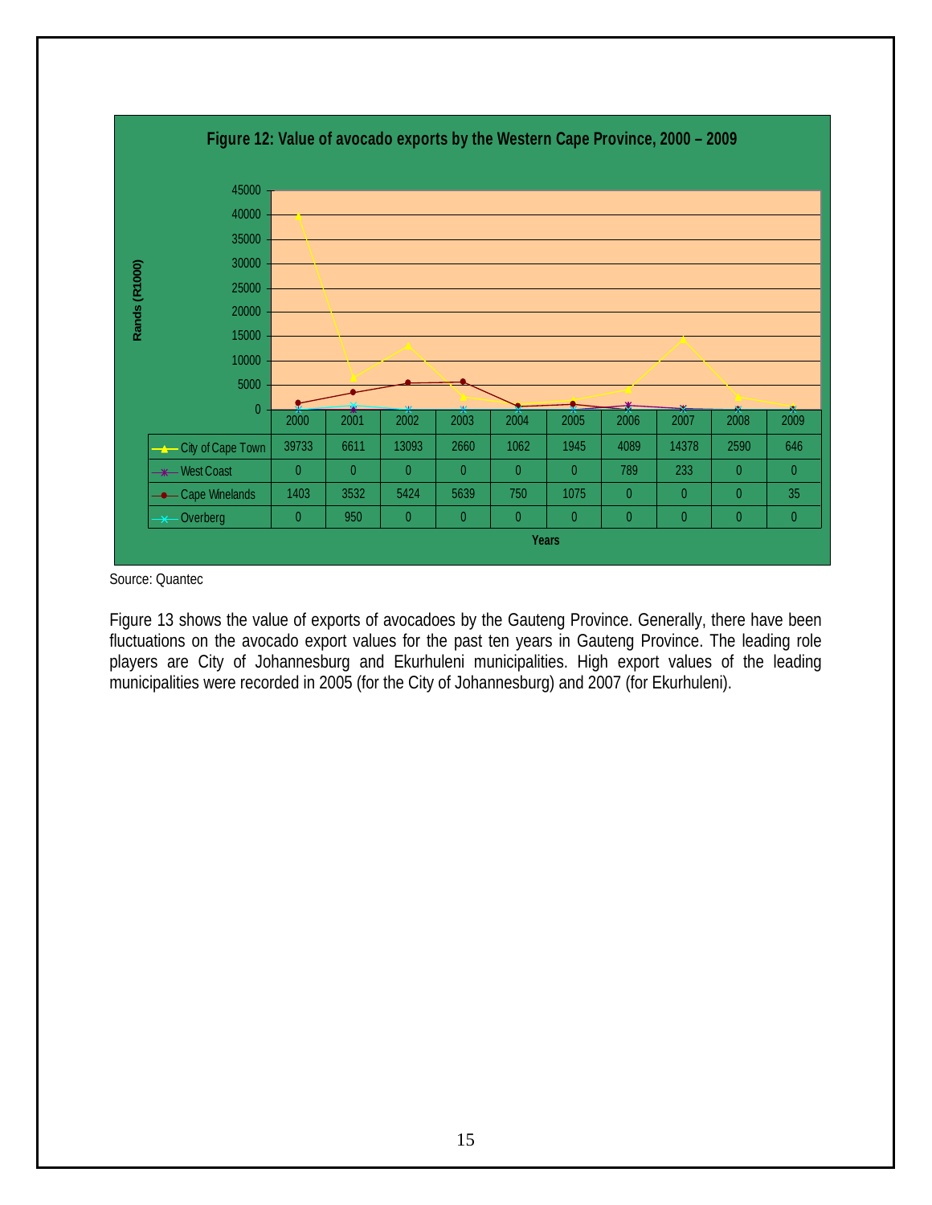**Figure 12: Value of avocado exports by the Western Cape Province, 2000 – 2009**

Rands (R1000)

| | 2000 | 2001 | 2002 | 2003 | 2004 | 2005 | 2006 | 2007 | 2008 | 2009 |
|---|---|---|---|---|---|---|---|---|---|---|
| City of Cape Town | 39733 | 6611 | 13093 | 2660 | 1062 | 1945 | 4089 | 14378 | 2590 | 646 |
| West Coast | 0 | 0 | 0 | 0 | 0 | 0 | 789 | 233 | 0 | 0 |
| Cape Winelands | 1403 | 3532 | 5424 | 5639 | 750 | 1075 | 0 | 0 | 0 | 35 |
| Overberg | 0 | 950 | 0 | 0 | 0 | 0 | 0 | 0 | 0 | 0 |

Years

Source: Quantec

Figure 13 shows the value of exports of avocadoes by the Gauteng Province. Generally, there have been fluctuations on the avocado export values for the past ten years in Gauteng Province. The leading role players are City of Johannesburg and Ekurhuleni municipalities. High export values of the leading municipalities were recorded in 2005 (for the City of Johannesburg) and 2007 (for Ekurhuleni).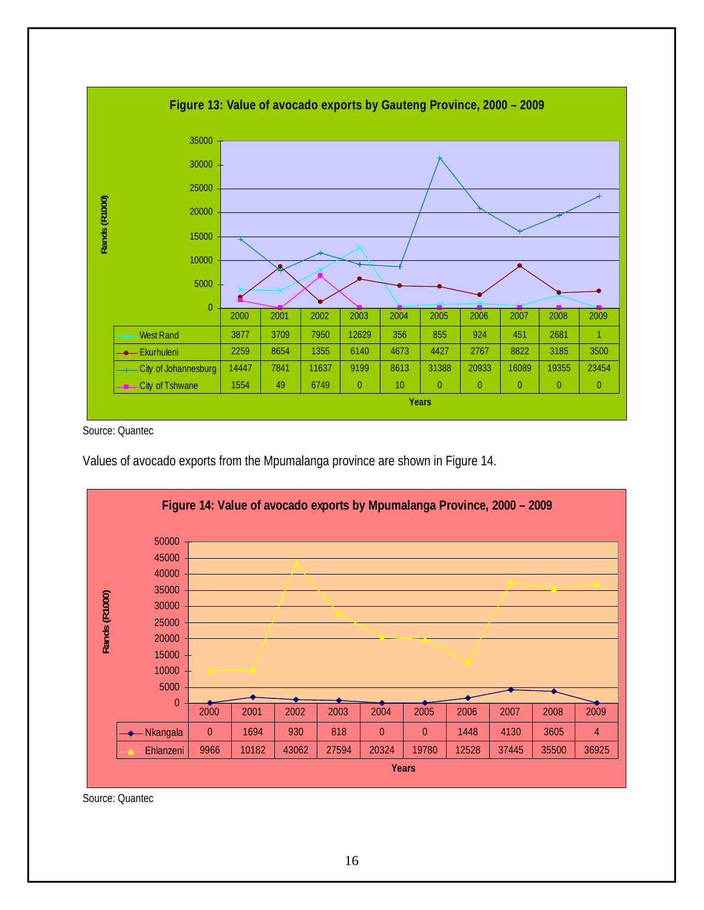**Figure 13: Value of avocado exports by Gauteng Province, 2000 – 2009**

Rands (R1000)

| | 2000 | 2001 | 2002 | 2003 | 2004 | 2005 | 2006 | 2007 | 2008 | 2009 |
|---|---|---|---|---|---|---|---|---|---|---|
| West Rand | 3877 | 3709 | 7950 | 12629 | 356 | 855 | 924 | 451 | 2681 | 1 |
| Ekurhuleni | 2259 | 8654 | 1355 | 6140 | 4673 | 4427 | 2767 | 8822 | 3185 | 3500 |
| City of Johannesburg | 14447 | 7841 | 11637 | 9199 | 8613 | 31388 | 20933 | 16089 | 19355 | 23454 |
| City of Tshwane | 1554 | 49 | 6749 | 0 | 10 | 0 | 0 | 0 | 0 | 0 |

Years

Source: Quantec

Values of avocado exports from the Mpumalanga province are shown in Figure 14.

**Figure 14: Value of avocado exports by Mpumalanga Province, 2000 – 2009**

Rands (R1000)

| | 2000 | 2001 | 2002 | 2003 | 2004 | 2005 | 2006 | 2007 | 2008 | 2009 |
|---|---|---|---|---|---|---|---|---|---|---|
| Nkangala | 0 | 1694 | 930 | 818 | 0 | 0 | 1448 | 4130 | 3605 | 4 |
| Ehlanzeni | 9966 | 10182 | 43062 | 27594 | 20324 | 19780 | 12528 | 37445 | 35500 | 36925 |

Years

Source: Quantec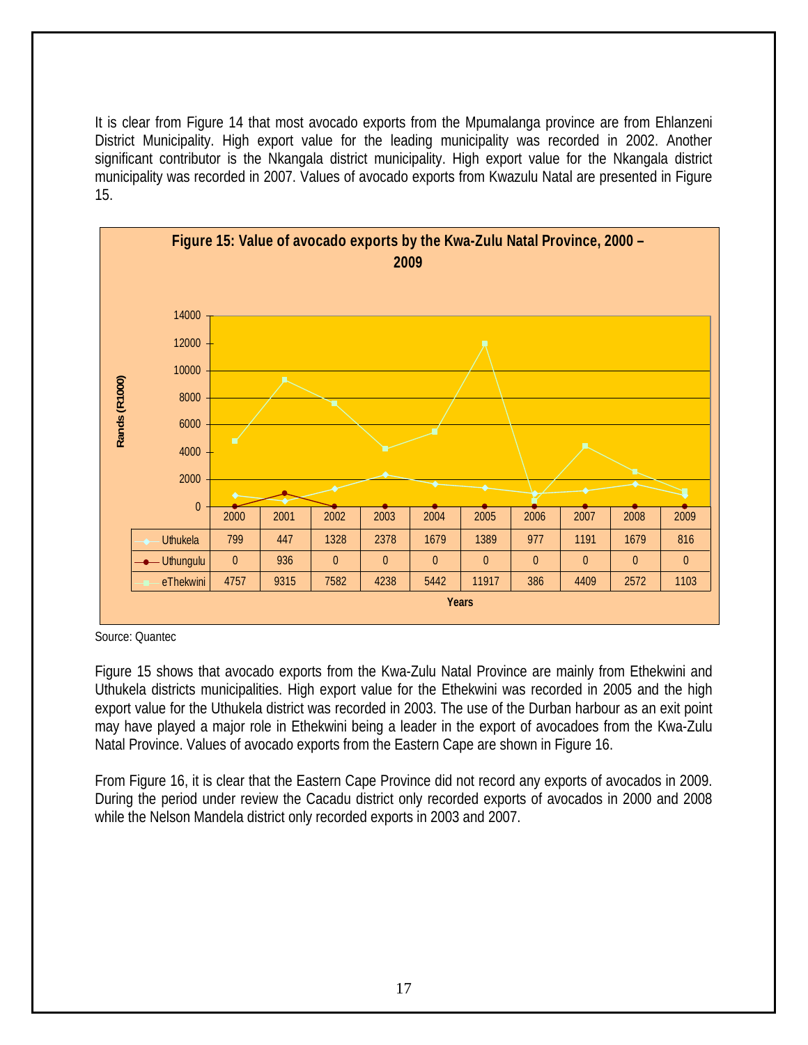It is clear from Figure 14 that most avocado exports from the Mpumalanga province are from Ehlanzeni District Municipality. High export value for the leading municipality was recorded in 2002. Another significant contributor is the Nkangala district municipality. High export value for the Nkangala district municipality was recorded in 2007. Values of avocado exports from Kwazulu Natal are presented in Figure 15.

**Figure 15: Value of avocado exports by the Kwa-Zulu Natal Province, 2000 – 2009**

Rands (R1000)

| Years | 2000 | 2001 | 2002 | 2003 | 2004 | 2005 | 2006 | 2007 | 2008 | 2009 |
|---|---|---|---|---|---|---|---|---|---|---|
| Uthukela | 799 | 447 | 1328 | 2378 | 1679 | 1389 | 977 | 1191 | 1679 | 816 |
| Uthungulu | 0 | 936 | 0 | 0 | 0 | 0 | 0 | 0 | 0 | 0 |
| eThekwini | 4757 | 9315 | 7582 | 4238 | 5442 | 11917 | 386 | 4409 | 2572 | 1103 |

Source: Quantec

Figure 15 shows that avocado exports from the Kwa-Zulu Natal Province are mainly from Ethekwini and Uthukela districts municipalities. High export value for the Ethekwini was recorded in 2005 and the high export value for the Uthukela district was recorded in 2003. The use of the Durban harbour as an exit point may have played a major role in Ethekwini being a leader in the export of avocadoes from the Kwa-Zulu Natal Province. Values of avocado exports from the Eastern Cape are shown in Figure 16.

From Figure 16, it is clear that the Eastern Cape Province did not record any exports of avocados in 2009. During the period under review the Cacadu district only recorded exports of avocados in 2000 and 2008 while the Nelson Mandela district only recorded exports in 2003 and 2007.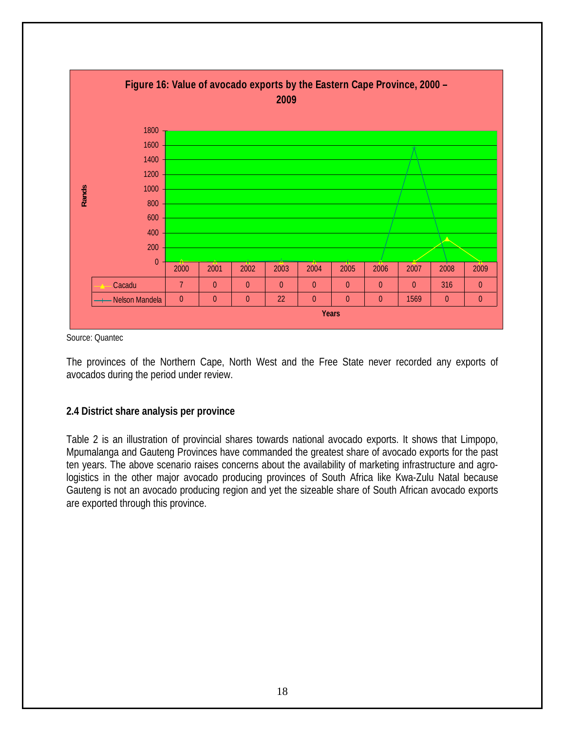**Figure 16: Value of avocado exports by the Eastern Cape Province, 2000 – 2009**

| | 2000 | 2001 | 2002 | 2003 | 2004 | 2005 | 2006 | 2007 | 2008 | 2009 |
|---|---|---|---|---|---|---|---|---|---|---|
| Cacadu | 7 | 0 | 0 | 0 | 0 | 0 | 0 | 0 | 316 | 0 |
| Nelson Mandela | 0 | 0 | 0 | 22 | 0 | 0 | 0 | 1569 | 0 | 0 |

Source: Quantec

The provinces of the Northern Cape, North West and the Free State never recorded any exports of avocados during the period under review.

### 2.4 District share analysis per province

Table 2 is an illustration of provincial shares towards national avocado exports. It shows that Limpopo, Mpumalanga and Gauteng Provinces have commanded the greatest share of avocado exports for the past ten years. The above scenario raises concerns about the availability of marketing infrastructure and agro-logistics in the other major avocado producing provinces of South Africa like Kwa-Zulu Natal because Gauteng is not an avocado producing region and yet the sizeable share of South African avocado exports are exported through this province.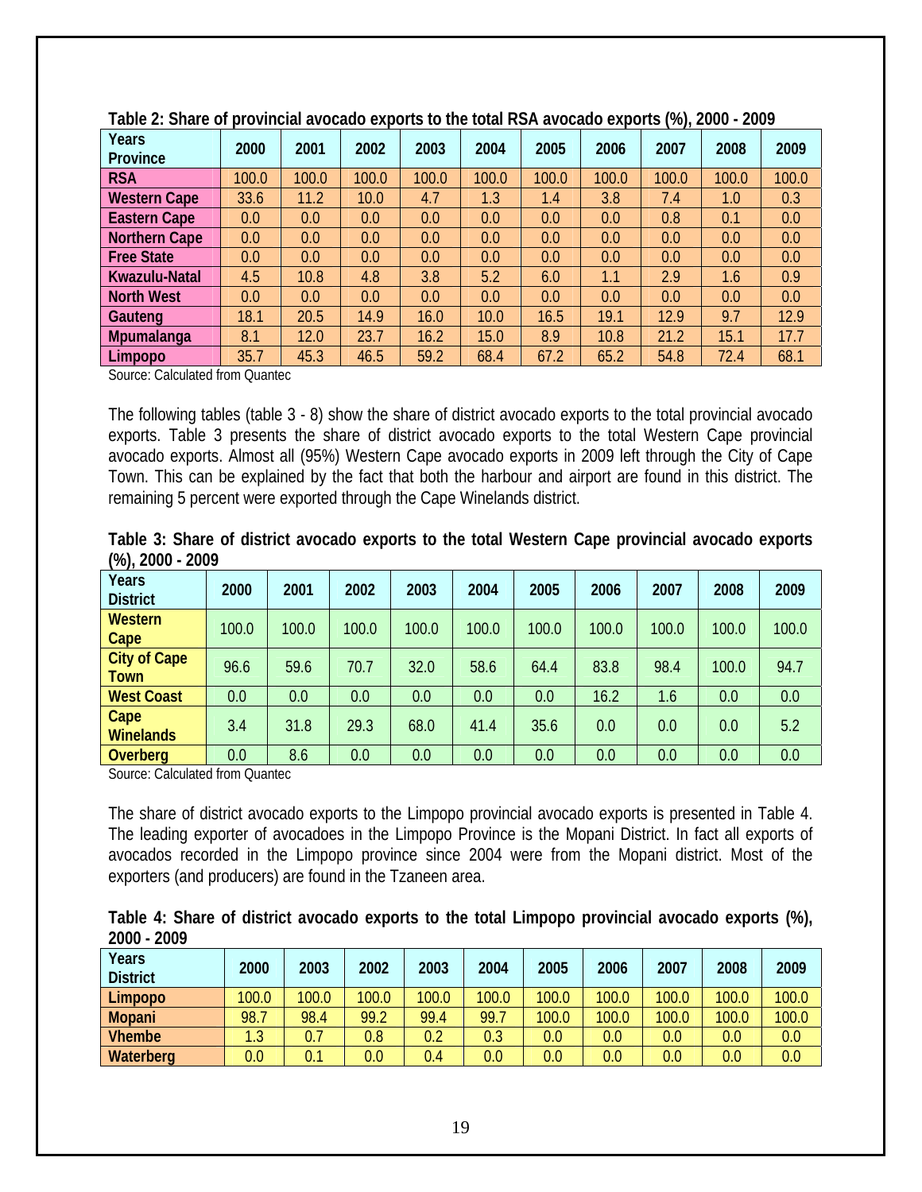**Table 2: Share of provincial avocado exports to the total RSA avocado exports (%), 2000 - 2009**

| Years<br>Province | 2000 | 2001 | 2002 | 2003 | 2004 | 2005 | 2006 | 2007 | 2008 | 2009 |
|---|---|---|---|---|---|---|---|---|---|---|
| **RSA** | 100.0 | 100.0 | 100.0 | 100.0 | 100.0 | 100.0 | 100.0 | 100.0 | 100.0 | 100.0 |
| **Western Cape** | 33.6 | 11.2 | 10.0 | 4.7 | 1.3 | 1.4 | 3.8 | 7.4 | 1.0 | 0.3 |
| **Eastern Cape** | 0.0 | 0.0 | 0.0 | 0.0 | 0.0 | 0.0 | 0.0 | 0.8 | 0.1 | 0.0 |
| **Northern Cape** | 0.0 | 0.0 | 0.0 | 0.0 | 0.0 | 0.0 | 0.0 | 0.0 | 0.0 | 0.0 |
| **Free State** | 0.0 | 0.0 | 0.0 | 0.0 | 0.0 | 0.0 | 0.0 | 0.0 | 0.0 | 0.0 |
| **Kwazulu-Natal** | 4.5 | 10.8 | 4.8 | 3.8 | 5.2 | 6.0 | 1.1 | 2.9 | 1.6 | 0.9 |
| **North West** | 0.0 | 0.0 | 0.0 | 0.0 | 0.0 | 0.0 | 0.0 | 0.0 | 0.0 | 0.0 |
| **Gauteng** | 18.1 | 20.5 | 14.9 | 16.0 | 10.0 | 16.5 | 19.1 | 12.9 | 9.7 | 12.9 |
| **Mpumalanga** | 8.1 | 12.0 | 23.7 | 16.2 | 15.0 | 8.9 | 10.8 | 21.2 | 15.1 | 17.7 |
| **Limpopo** | 35.7 | 45.3 | 46.5 | 59.2 | 68.4 | 67.2 | 65.2 | 54.8 | 72.4 | 68.1 |

Source: Calculated from Quantec

The following tables (table 3 - 8) show the share of district avocado exports to the total provincial avocado exports. Table 3 presents the share of district avocado exports to the total Western Cape provincial avocado exports. Almost all (95%) Western Cape avocado exports in 2009 left through the City of Cape Town. This can be explained by the fact that both the harbour and airport are found in this district. The remaining 5 percent were exported through the Cape Winelands district.

**Table 3: Share of district avocado exports to the total Western Cape provincial avocado exports (%), 2000 - 2009**

| Years<br>District | 2000 | 2001 | 2002 | 2003 | 2004 | 2005 | 2006 | 2007 | 2008 | 2009 |
|---|---|---|---|---|---|---|---|---|---|---|
| **Western Cape** | 100.0 | 100.0 | 100.0 | 100.0 | 100.0 | 100.0 | 100.0 | 100.0 | 100.0 | 100.0 |
| **City of Cape Town** | 96.6 | 59.6 | 70.7 | 32.0 | 58.6 | 64.4 | 83.8 | 98.4 | 100.0 | 94.7 |
| **West Coast** | 0.0 | 0.0 | 0.0 | 0.0 | 0.0 | 0.0 | 16.2 | 1.6 | 0.0 | 0.0 |
| **Cape Winelands** | 3.4 | 31.8 | 29.3 | 68.0 | 41.4 | 35.6 | 0.0 | 0.0 | 0.0 | 5.2 |
| **Overberg** | 0.0 | 8.6 | 0.0 | 0.0 | 0.0 | 0.0 | 0.0 | 0.0 | 0.0 | 0.0 |

Source: Calculated from Quantec

The share of district avocado exports to the Limpopo provincial avocado exports is presented in Table 4. The leading exporter of avocadoes in the Limpopo Province is the Mopani District. In fact all exports of avocados recorded in the Limpopo province since 2004 were from the Mopani district. Most of the exporters (and producers) are found in the Tzaneen area.

**Table 4: Share of district avocado exports to the total Limpopo provincial avocado exports (%), 2000 - 2009**

| Years<br>District | 2000 | 2003 | 2002 | 2003 | 2004 | 2005 | 2006 | 2007 | 2008 | 2009 |
|---|---|---|---|---|---|---|---|---|---|---|
| **Limpopo** | 100.0 | 100.0 | 100.0 | 100.0 | 100.0 | 100.0 | 100.0 | 100.0 | 100.0 | 100.0 |
| **Mopani** | 98.7 | 98.4 | 99.2 | 99.4 | 99.7 | 100.0 | 100.0 | 100.0 | 100.0 | 100.0 |
| **Vhembe** | 1.3 | 0.7 | 0.8 | 0.2 | 0.3 | 0.0 | 0.0 | 0.0 | 0.0 | 0.0 |
| **Waterberg** | 0.0 | 0.1 | 0.0 | 0.4 | 0.0 | 0.0 | 0.0 | 0.0 | 0.0 | 0.0 |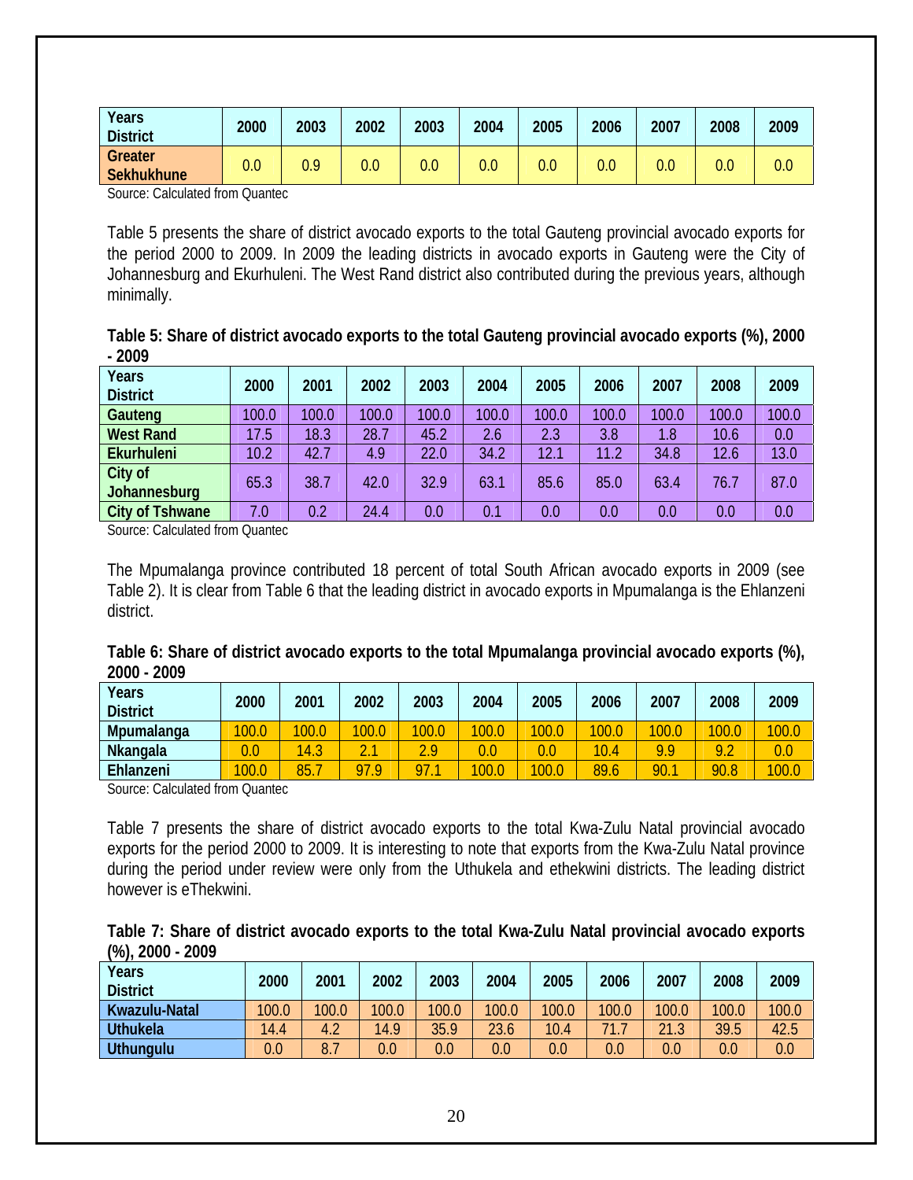| Years<br>District | 2000 | 2003 | 2002 | 2003 | 2004 | 2005 | 2006 | 2007 | 2008 | 2009 |
|---|---|---|---|---|---|---|---|---|---|---|
| Greater Sekhukhune | 0.0 | 0.9 | 0.0 | 0.0 | 0.0 | 0.0 | 0.0 | 0.0 | 0.0 | 0.0 |

Source: Calculated from Quantec

Table 5 presents the share of district avocado exports to the total Gauteng provincial avocado exports for the period 2000 to 2009. In 2009 the leading districts in avocado exports in Gauteng were the City of Johannesburg and Ekurhuleni. The West Rand district also contributed during the previous years, although minimally.

**Table 5: Share of district avocado exports to the total Gauteng provincial avocado exports (%), 2000 - 2009**

| Years<br>District | 2000 | 2001 | 2002 | 2003 | 2004 | 2005 | 2006 | 2007 | 2008 | 2009 |
|---|---|---|---|---|---|---|---|---|---|---|
| Gauteng | 100.0 | 100.0 | 100.0 | 100.0 | 100.0 | 100.0 | 100.0 | 100.0 | 100.0 | 100.0 |
| West Rand | 17.5 | 18.3 | 28.7 | 45.2 | 2.6 | 2.3 | 3.8 | 1.8 | 10.6 | 0.0 |
| Ekurhuleni | 10.2 | 42.7 | 4.9 | 22.0 | 34.2 | 12.1 | 11.2 | 34.8 | 12.6 | 13.0 |
| City of Johannesburg | 65.3 | 38.7 | 42.0 | 32.9 | 63.1 | 85.6 | 85.0 | 63.4 | 76.7 | 87.0 |
| City of Tshwane | 7.0 | 0.2 | 24.4 | 0.0 | 0.1 | 0.0 | 0.0 | 0.0 | 0.0 | 0.0 |

Source: Calculated from Quantec

The Mpumalanga province contributed 18 percent of total South African avocado exports in 2009 (see Table 2). It is clear from Table 6 that the leading district in avocado exports in Mpumalanga is the Ehlanzeni district.

**Table 6: Share of district avocado exports to the total Mpumalanga provincial avocado exports (%), 2000 - 2009**

| Years<br>District | 2000 | 2001 | 2002 | 2003 | 2004 | 2005 | 2006 | 2007 | 2008 | 2009 |
|---|---|---|---|---|---|---|---|---|---|---|
| Mpumalanga | 100.0 | 100.0 | 100.0 | 100.0 | 100.0 | 100.0 | 100.0 | 100.0 | 100.0 | 100.0 |
| Nkangala | 0.0 | 14.3 | 2.1 | 2.9 | 0.0 | 0.0 | 10.4 | 9.9 | 9.2 | 0.0 |
| Ehlanzeni | 100.0 | 85.7 | 97.9 | 97.1 | 100.0 | 100.0 | 89.6 | 90.1 | 90.8 | 100.0 |

Source: Calculated from Quantec

Table 7 presents the share of district avocado exports to the total Kwa-Zulu Natal provincial avocado exports for the period 2000 to 2009. It is interesting to note that exports from the Kwa-Zulu Natal province during the period under review were only from the Uthukela and ethekwini districts. The leading district however is eThekwini.

**Table 7: Share of district avocado exports to the total Kwa-Zulu Natal provincial avocado exports (%), 2000 - 2009**

| Years<br>District | 2000 | 2001 | 2002 | 2003 | 2004 | 2005 | 2006 | 2007 | 2008 | 2009 |
|---|---|---|---|---|---|---|---|---|---|---|
| Kwazulu-Natal | 100.0 | 100.0 | 100.0 | 100.0 | 100.0 | 100.0 | 100.0 | 100.0 | 100.0 | 100.0 |
| Uthukela | 14.4 | 4.2 | 14.9 | 35.9 | 23.6 | 10.4 | 71.7 | 21.3 | 39.5 | 42.5 |
| Uthungulu | 0.0 | 8.7 | 0.0 | 0.0 | 0.0 | 0.0 | 0.0 | 0.0 | 0.0 | 0.0 |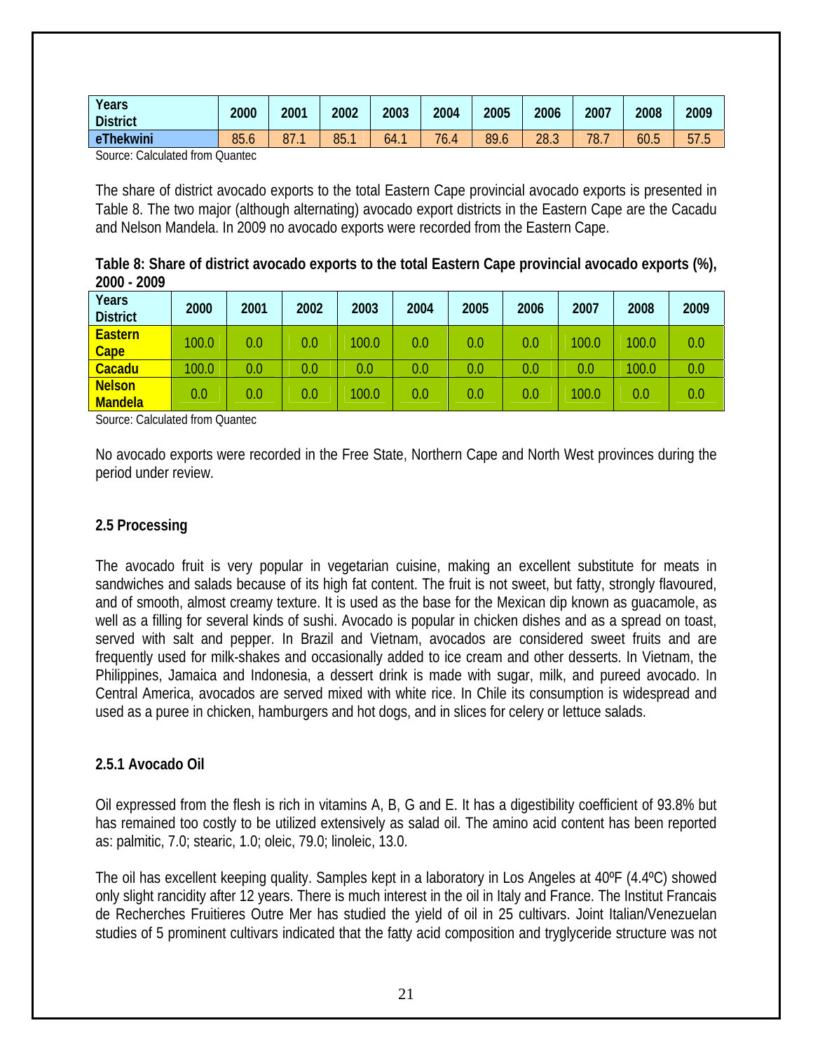| Years<br>District | 2000 | 2001 | 2002 | 2003 | 2004 | 2005 | 2006 | 2007 | 2008 | 2009 |
|---|---|---|---|---|---|---|---|---|---|---|
| eThekwini | 85.6 | 87.1 | 85.1 | 64.1 | 76.4 | 89.6 | 28.3 | 78.7 | 60.5 | 57.5 |

Source: Calculated from Quantec

The share of district avocado exports to the total Eastern Cape provincial avocado exports is presented in Table 8. The two major (although alternating) avocado export districts in the Eastern Cape are the Cacadu and Nelson Mandela. In 2009 no avocado exports were recorded from the Eastern Cape.

**Table 8: Share of district avocado exports to the total Eastern Cape provincial avocado exports (%), 2000 - 2009**

| Years<br>District | 2000 | 2001 | 2002 | 2003 | 2004 | 2005 | 2006 | 2007 | 2008 | 2009 |
|---|---|---|---|---|---|---|---|---|---|---|
| Eastern Cape | 100.0 | 0.0 | 0.0 | 100.0 | 0.0 | 0.0 | 0.0 | 100.0 | 100.0 | 0.0 |
| Cacadu | 100.0 | 0.0 | 0.0 | 0.0 | 0.0 | 0.0 | 0.0 | 0.0 | 100.0 | 0.0 |
| Nelson Mandela | 0.0 | 0.0 | 0.0 | 100.0 | 0.0 | 0.0 | 0.0 | 100.0 | 0.0 | 0.0 |

Source: Calculated from Quantec

No avocado exports were recorded in the Free State, Northern Cape and North West provinces during the period under review.

### 2.5 Processing

The avocado fruit is very popular in vegetarian cuisine, making an excellent substitute for meats in sandwiches and salads because of its high fat content. The fruit is not sweet, but fatty, strongly flavoured, and of smooth, almost creamy texture. It is used as the base for the Mexican dip known as guacamole, as well as a filling for several kinds of sushi. Avocado is popular in chicken dishes and as a spread on toast, served with salt and pepper. In Brazil and Vietnam, avocados are considered sweet fruits and are frequently used for milk-shakes and occasionally added to ice cream and other desserts. In Vietnam, the Philippines, Jamaica and Indonesia, a dessert drink is made with sugar, milk, and pureed avocado. In Central America, avocados are served mixed with white rice. In Chile its consumption is widespread and used as a puree in chicken, hamburgers and hot dogs, and in slices for celery or lettuce salads.

#### 2.5.1 Avocado Oil

Oil expressed from the flesh is rich in vitamins A, B, G and E. It has a digestibility coefficient of 93.8% but has remained too costly to be utilized extensively as salad oil. The amino acid content has been reported as: palmitic, 7.0; stearic, 1.0; oleic, 79.0; linoleic, 13.0.

The oil has excellent keeping quality. Samples kept in a laboratory in Los Angeles at 40ºF (4.4ºC) showed only slight rancidity after 12 years. There is much interest in the oil in Italy and France. The Institut Francais de Recherches Fruitieres Outre Mer has studied the yield of oil in 25 cultivars. Joint Italian/Venezuelan studies of 5 prominent cultivars indicated that the fatty acid composition and tryglyceride structure was not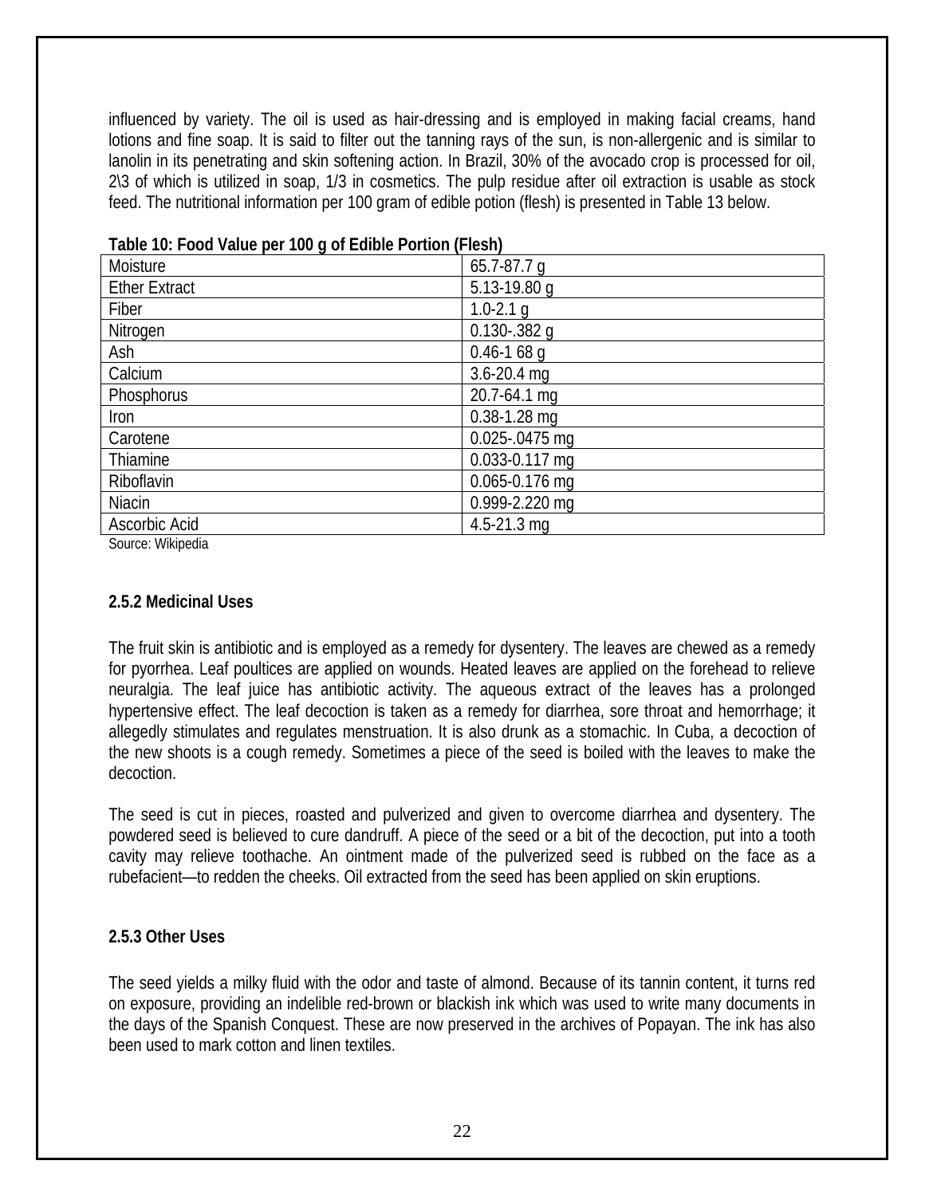influenced by variety. The oil is used as hair-dressing and is employed in making facial creams, hand lotions and fine soap. It is said to filter out the tanning rays of the sun, is non-allergenic and is similar to lanolin in its penetrating and skin softening action. In Brazil, 30% of the avocado crop is processed for oil, 2\3 of which is utilized in soap, 1/3 in cosmetics. The pulp residue after oil extraction is usable as stock feed. The nutritional information per 100 gram of edible potion (flesh) is presented in Table 13 below.

**Table 10: Food Value per 100 g of Edible Portion (Flesh)**

| | |
|---|---|
| Moisture | 65.7-87.7 g |
| Ether Extract | 5.13-19.80 g |
| Fiber | 1.0-2.1 g |
| Nitrogen | 0.130-.382 g |
| Ash | 0.46-1 68 g |
| Calcium | 3.6-20.4 mg |
| Phosphorus | 20.7-64.1 mg |
| Iron | 0.38-1.28 mg |
| Carotene | 0.025-.0475 mg |
| Thiamine | 0.033-0.117 mg |
| Riboflavin | 0.065-0.176 mg |
| Niacin | 0.999-2.220 mg |
| Ascorbic Acid | 4.5-21.3 mg |

Source: Wikipedia

### 2.5.2 Medicinal Uses

The fruit skin is antibiotic and is employed as a remedy for dysentery. The leaves are chewed as a remedy for pyorrhea. Leaf poultices are applied on wounds. Heated leaves are applied on the forehead to relieve neuralgia. The leaf juice has antibiotic activity. The aqueous extract of the leaves has a prolonged hypertensive effect. The leaf decoction is taken as a remedy for diarrhea, sore throat and hemorrhage; it allegedly stimulates and regulates menstruation. It is also drunk as a stomachic. In Cuba, a decoction of the new shoots is a cough remedy. Sometimes a piece of the seed is boiled with the leaves to make the decoction.

The seed is cut in pieces, roasted and pulverized and given to overcome diarrhea and dysentery. The powdered seed is believed to cure dandruff. A piece of the seed or a bit of the decoction, put into a tooth cavity may relieve toothache. An ointment made of the pulverized seed is rubbed on the face as a rubefacient—to redden the cheeks. Oil extracted from the seed has been applied on skin eruptions.

### 2.5.3 Other Uses

The seed yields a milky fluid with the odor and taste of almond. Because of its tannin content, it turns red on exposure, providing an indelible red-brown or blackish ink which was used to write many documents in the days of the Spanish Conquest. These are now preserved in the archives of Popayan. The ink has also been used to mark cotton and linen textiles.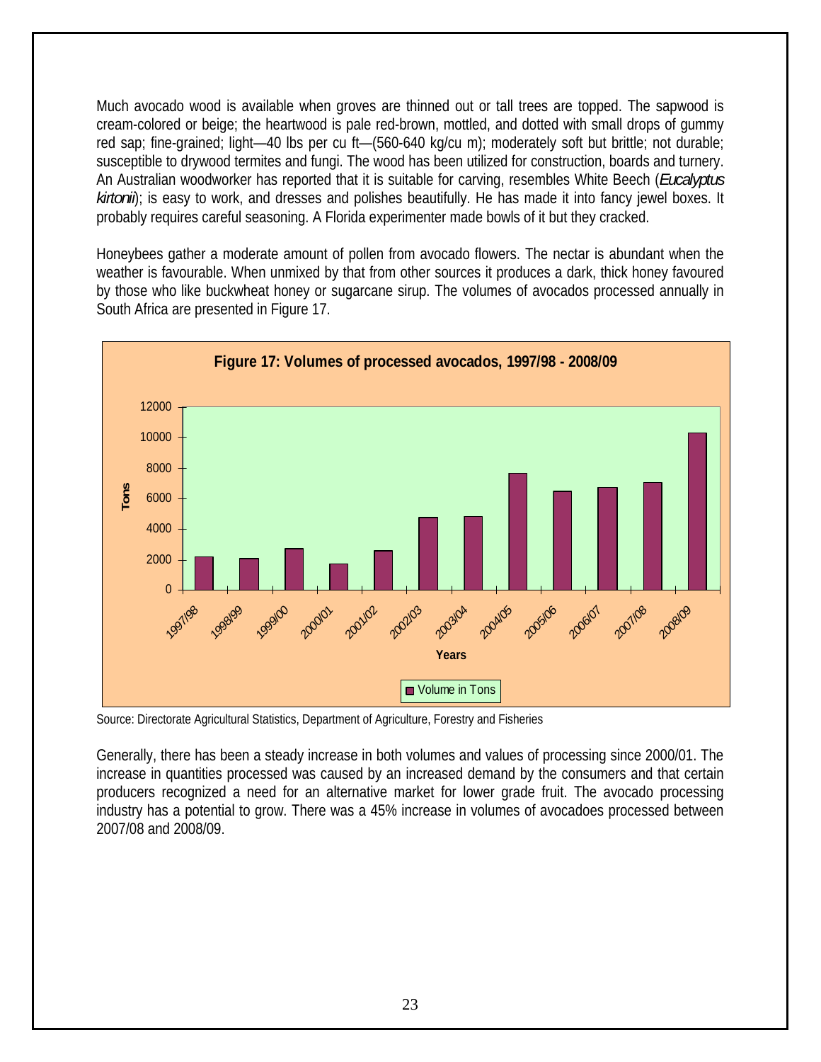Much avocado wood is available when groves are thinned out or tall trees are topped. The sapwood is cream-colored or beige; the heartwood is pale red-brown, mottled, and dotted with small drops of gummy red sap; fine-grained; light—40 lbs per cu ft—(560-640 kg/cu m); moderately soft but brittle; not durable; susceptible to drywood termites and fungi. The wood has been utilized for construction, boards and turnery. An Australian woodworker has reported that it is suitable for carving, resembles White Beech (*Eucalyptus kirtonii*); is easy to work, and dresses and polishes beautifully. He has made it into fancy jewel boxes. It probably requires careful seasoning. A Florida experimenter made bowls of it but they cracked.

Honeybees gather a moderate amount of pollen from avocado flowers. The nectar is abundant when the weather is favourable. When unmixed by that from other sources it produces a dark, thick honey favoured by those who like buckwheat honey or sugarcane sirup. The volumes of avocados processed annually in South Africa are presented in Figure 17.

**Figure 17: Volumes of processed avocados, 1997/98 - 2008/09**

Source: Directorate Agricultural Statistics, Department of Agriculture, Forestry and Fisheries

Generally, there has been a steady increase in both volumes and values of processing since 2000/01. The increase in quantities processed was caused by an increased demand by the consumers and that certain producers recognized a need for an alternative market for lower grade fruit. The avocado processing industry has a potential to grow. There was a 45% increase in volumes of avocadoes processed between 2007/08 and 2008/09.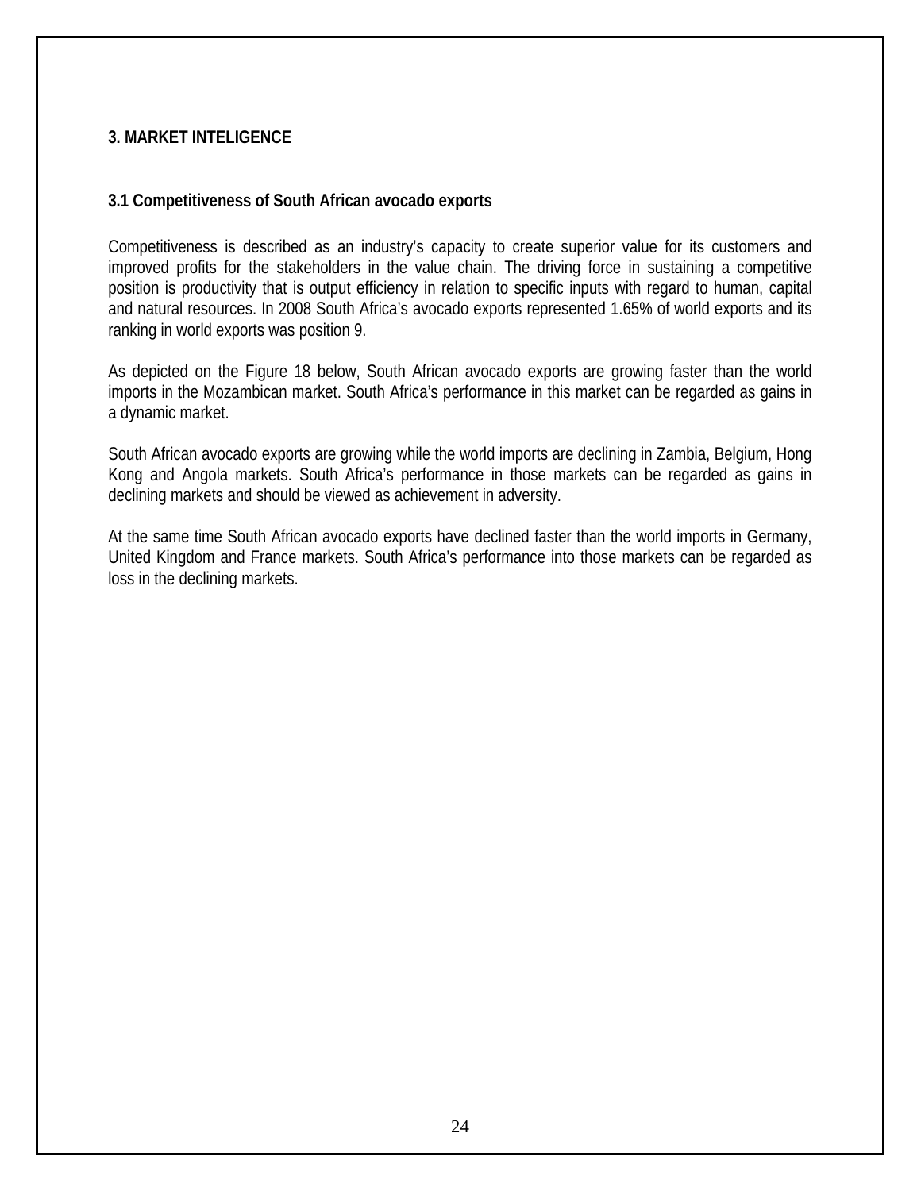## 3. MARKET INTELIGENCE

### 3.1 Competitiveness of South African avocado exports

Competitiveness is described as an industry's capacity to create superior value for its customers and improved profits for the stakeholders in the value chain. The driving force in sustaining a competitive position is productivity that is output efficiency in relation to specific inputs with regard to human, capital and natural resources. In 2008 South Africa's avocado exports represented 1.65% of world exports and its ranking in world exports was position 9.

As depicted on the Figure 18 below, South African avocado exports are growing faster than the world imports in the Mozambican market. South Africa's performance in this market can be regarded as gains in a dynamic market.

South African avocado exports are growing while the world imports are declining in Zambia, Belgium, Hong Kong and Angola markets. South Africa's performance in those markets can be regarded as gains in declining markets and should be viewed as achievement in adversity.

At the same time South African avocado exports have declined faster than the world imports in Germany, United Kingdom and France markets. South Africa's performance into those markets can be regarded as loss in the declining markets.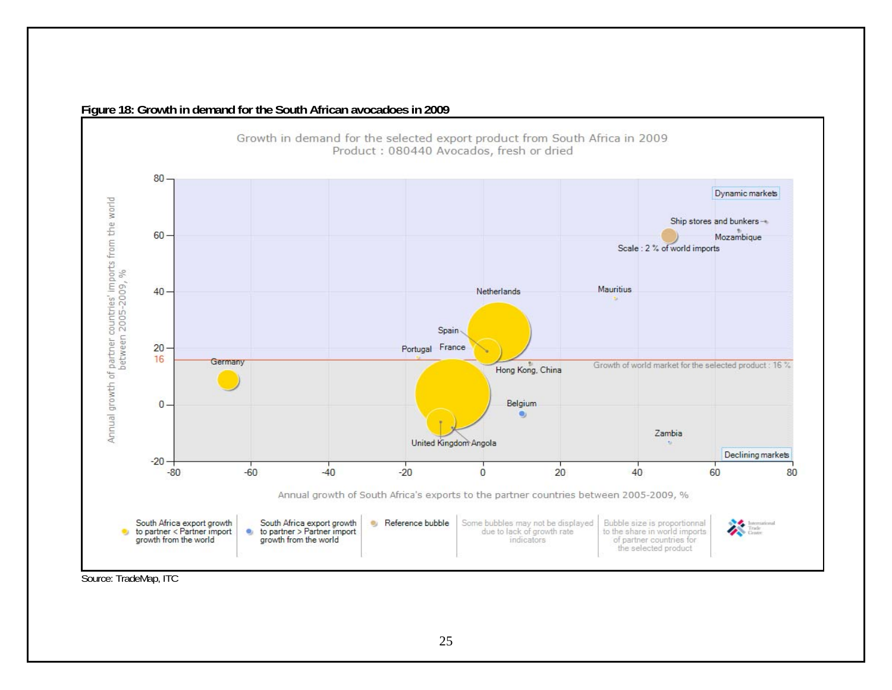**Figure 18: Growth in demand for the South African avocadoes in 2009**

Growth in demand for the selected export product from South Africa in 2009
Product : 080440 Avocados, fresh or dried

Source: TradeMap, ITC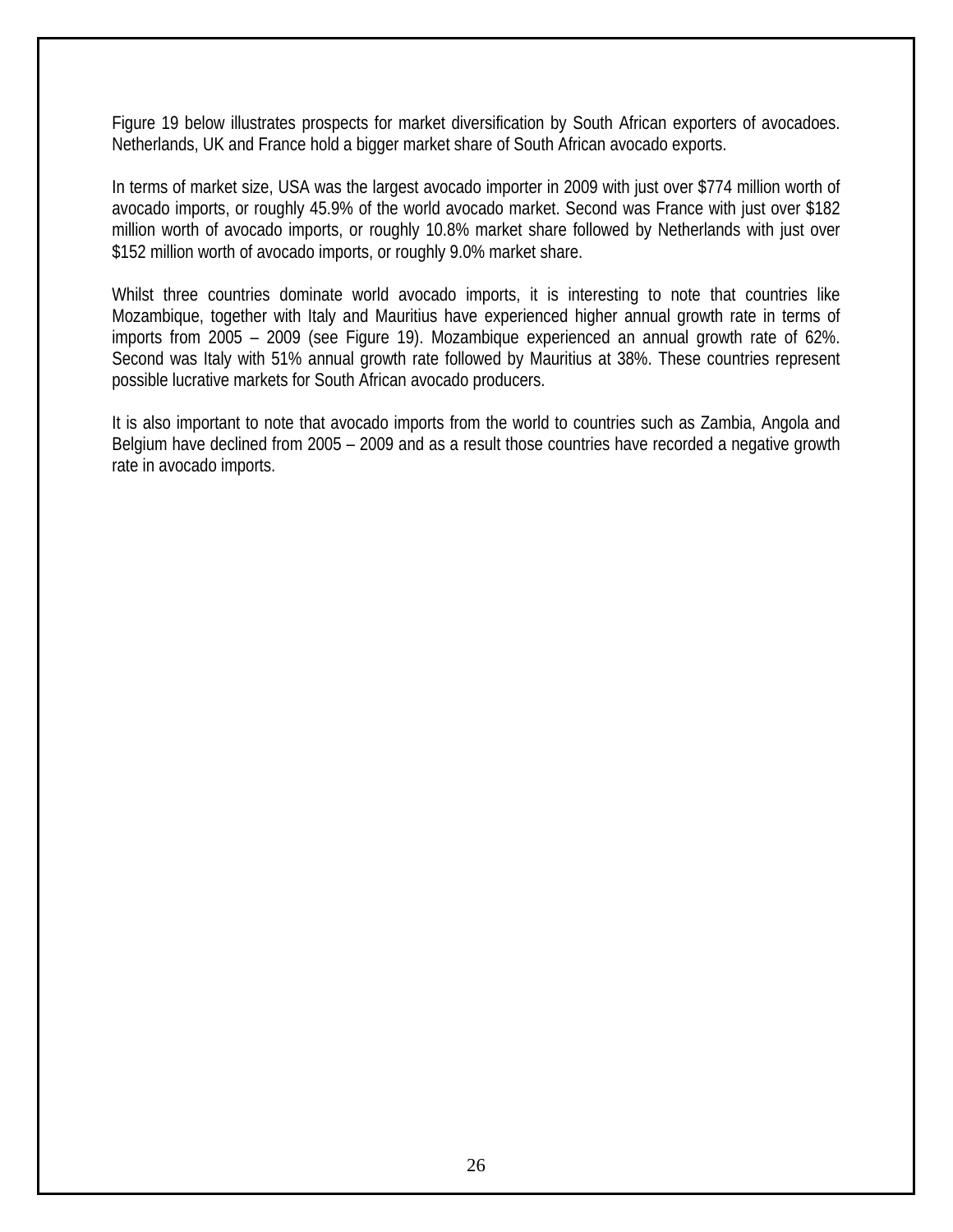Figure 19 below illustrates prospects for market diversification by South African exporters of avocadoes. Netherlands, UK and France hold a bigger market share of South African avocado exports.

In terms of market size, USA was the largest avocado importer in 2009 with just over $774 million worth of avocado imports, or roughly 45.9% of the world avocado market. Second was France with just over $182 million worth of avocado imports, or roughly 10.8% market share followed by Netherlands with just over $152 million worth of avocado imports, or roughly 9.0% market share.

Whilst three countries dominate world avocado imports, it is interesting to note that countries like Mozambique, together with Italy and Mauritius have experienced higher annual growth rate in terms of imports from 2005 – 2009 (see Figure 19). Mozambique experienced an annual growth rate of 62%. Second was Italy with 51% annual growth rate followed by Mauritius at 38%. These countries represent possible lucrative markets for South African avocado producers.

It is also important to note that avocado imports from the world to countries such as Zambia, Angola and Belgium have declined from 2005 – 2009 and as a result those countries have recorded a negative growth rate in avocado imports.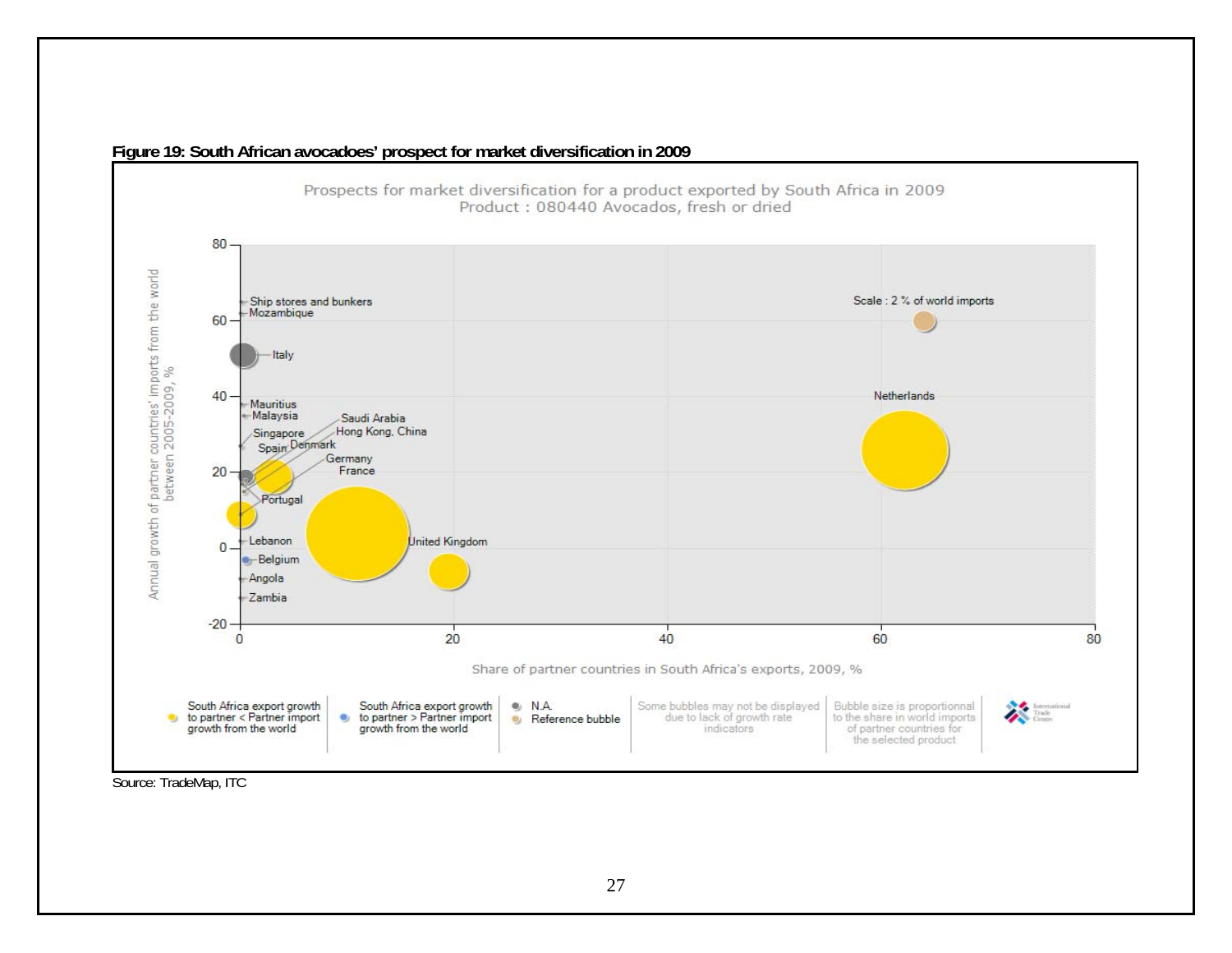**Figure 19: South African avocadoes' prospect for market diversification in 2009**

Prospects for market diversification for a product exported by South Africa in 2009
Product : 080440 Avocados, fresh or dried

Source: TradeMap, ITC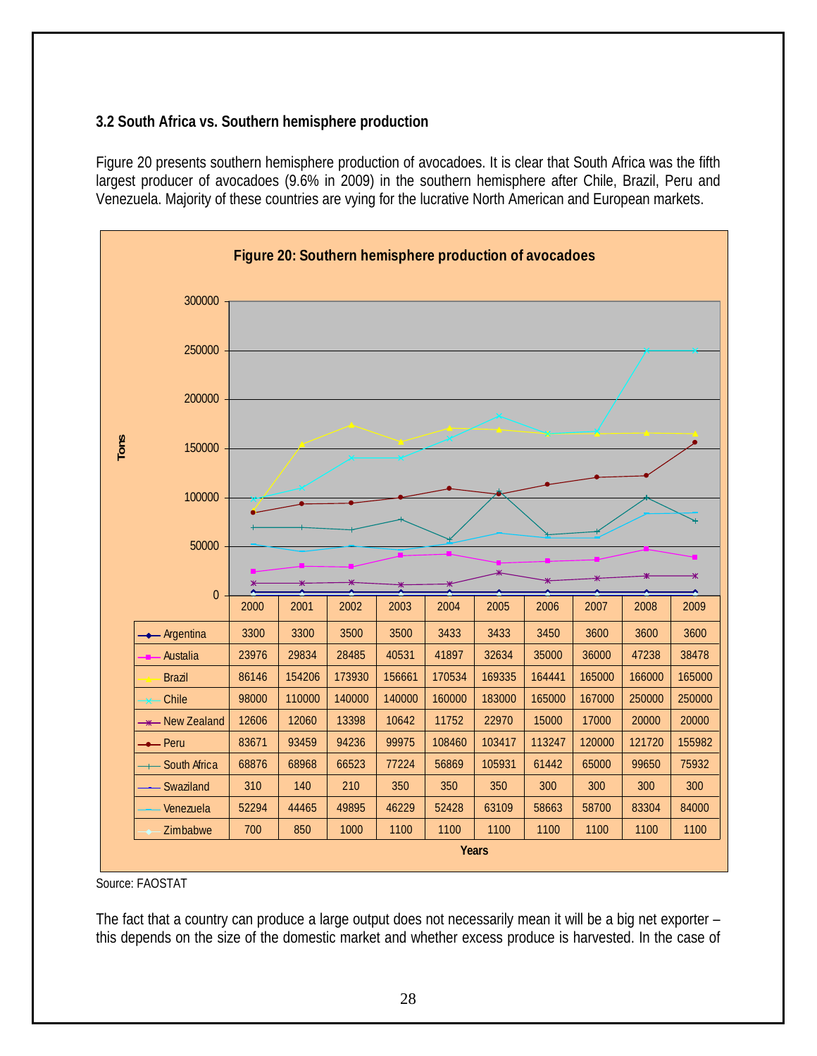### 3.2 South Africa vs. Southern hemisphere production

Figure 20 presents southern hemisphere production of avocadoes. It is clear that South Africa was the fifth largest producer of avocadoes (9.6% in 2009) in the southern hemisphere after Chile, Brazil, Peru and Venezuela. Majority of these countries are vying for the lucrative North American and European markets.

**Figure 20: Southern hemisphere production of avocadoes**

| | 2000 | 2001 | 2002 | 2003 | 2004 | 2005 | 2006 | 2007 | 2008 | 2009 |
|---|---|---|---|---|---|---|---|---|---|---|
| Argentina | 3300 | 3300 | 3500 | 3500 | 3433 | 3433 | 3450 | 3600 | 3600 | 3600 |
| Austalia | 23976 | 29834 | 28485 | 40531 | 41897 | 32634 | 35000 | 36000 | 47238 | 38478 |
| Brazil | 86146 | 154206 | 173930 | 156661 | 170534 | 169335 | 164441 | 165000 | 166000 | 165000 |
| Chile | 98000 | 110000 | 140000 | 140000 | 160000 | 183000 | 165000 | 167000 | 250000 | 250000 |
| New Zealand | 12606 | 12060 | 13398 | 10642 | 11752 | 22970 | 15000 | 17000 | 20000 | 20000 |
| Peru | 83671 | 93459 | 94236 | 99975 | 108460 | 103417 | 113247 | 120000 | 121720 | 155982 |
| South Africa | 68876 | 68968 | 66523 | 77224 | 56869 | 105931 | 61442 | 65000 | 99650 | 75932 |
| Swaziland | 310 | 140 | 210 | 350 | 350 | 350 | 300 | 300 | 300 | 300 |
| Venezuela | 52294 | 44465 | 49895 | 46229 | 52428 | 63109 | 58663 | 58700 | 83304 | 84000 |
| Zimbabwe | 700 | 850 | 1000 | 1100 | 1100 | 1100 | 1100 | 1100 | 1100 | 1100 |

Source: FAOSTAT

The fact that a country can produce a large output does not necessarily mean it will be a big net exporter – this depends on the size of the domestic market and whether excess produce is harvested. In the case of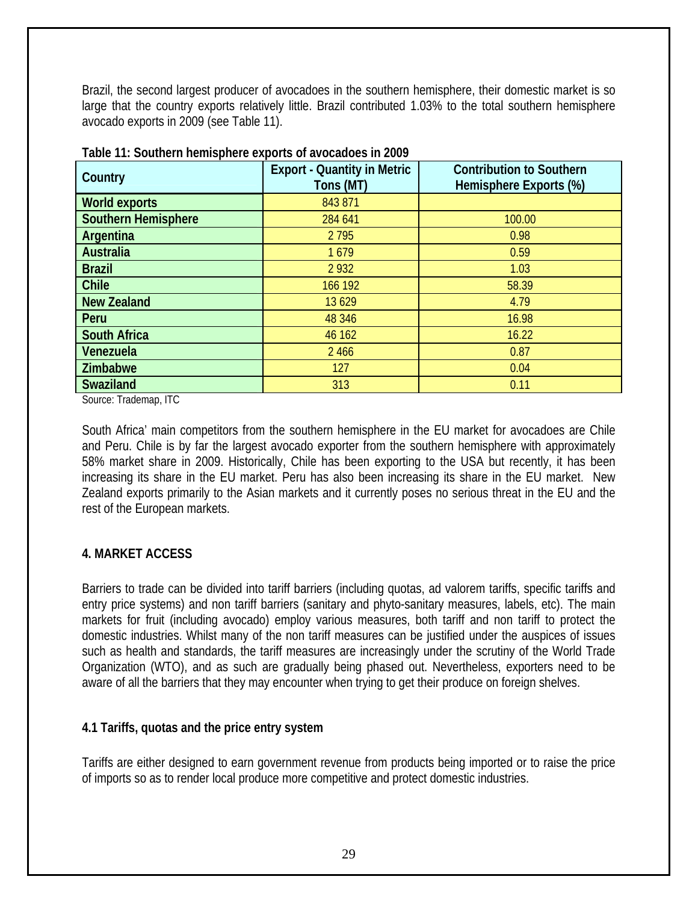Brazil, the second largest producer of avocadoes in the southern hemisphere, their domestic market is so large that the country exports relatively little. Brazil contributed 1.03% to the total southern hemisphere avocado exports in 2009 (see Table 11).

**Table 11: Southern hemisphere exports of avocadoes in 2009**

| Country | Export - Quantity in Metric Tons (MT) | Contribution to Southern Hemisphere Exports (%) |
|---|---|---|
| **World exports** | 843 871 | |
| **Southern Hemisphere** | 284 641 | 100.00 |
| **Argentina** | 2 795 | 0.98 |
| **Australia** | 1 679 | 0.59 |
| **Brazil** | 2 932 | 1.03 |
| **Chile** | 166 192 | 58.39 |
| **New Zealand** | 13 629 | 4.79 |
| **Peru** | 48 346 | 16.98 |
| **South Africa** | 46 162 | 16.22 |
| **Venezuela** | 2 466 | 0.87 |
| **Zimbabwe** | 127 | 0.04 |
| **Swaziland** | 313 | 0.11 |

Source: Trademap, ITC

South Africa' main competitors from the southern hemisphere in the EU market for avocadoes are Chile and Peru. Chile is by far the largest avocado exporter from the southern hemisphere with approximately 58% market share in 2009. Historically, Chile has been exporting to the USA but recently, it has been increasing its share in the EU market. Peru has also been increasing its share in the EU market. New Zealand exports primarily to the Asian markets and it currently poses no serious threat in the EU and the rest of the European markets.

## 4. MARKET ACCESS

Barriers to trade can be divided into tariff barriers (including quotas, ad valorem tariffs, specific tariffs and entry price systems) and non tariff barriers (sanitary and phyto-sanitary measures, labels, etc). The main markets for fruit (including avocado) employ various measures, both tariff and non tariff to protect the domestic industries. Whilst many of the non tariff measures can be justified under the auspices of issues such as health and standards, the tariff measures are increasingly under the scrutiny of the World Trade Organization (WTO), and as such are gradually being phased out. Nevertheless, exporters need to be aware of all the barriers that they may encounter when trying to get their produce on foreign shelves.

### 4.1 Tariffs, quotas and the price entry system

Tariffs are either designed to earn government revenue from products being imported or to raise the price of imports so as to render local produce more competitive and protect domestic industries.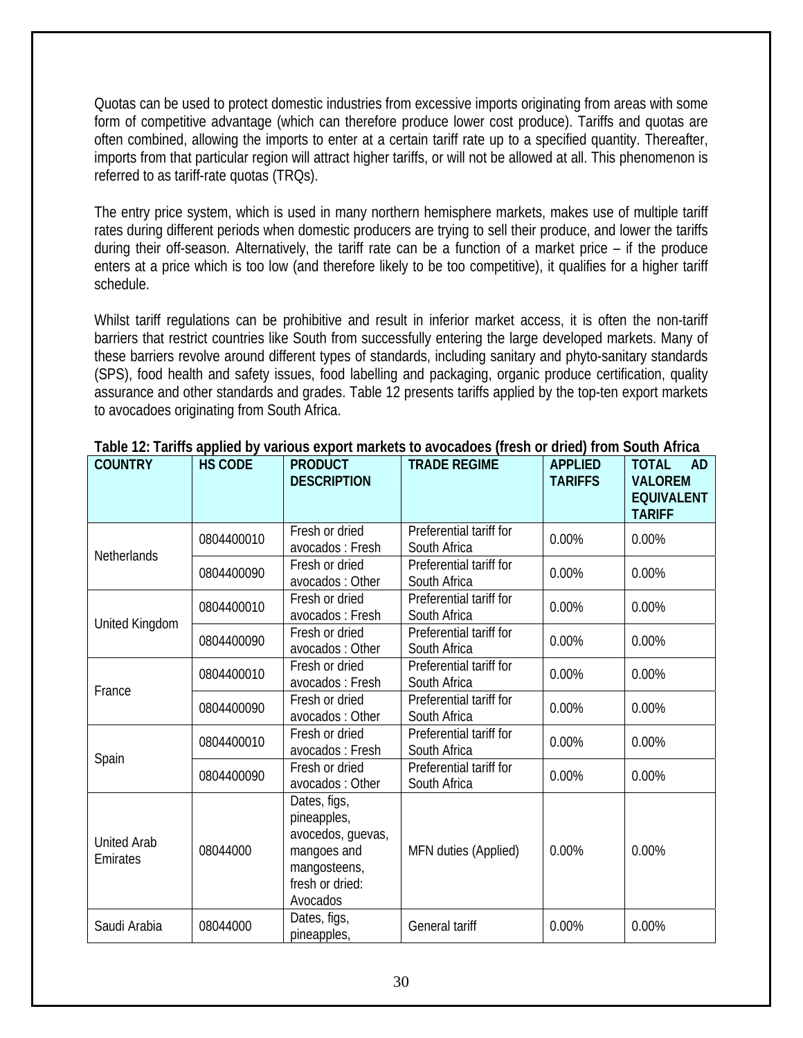Quotas can be used to protect domestic industries from excessive imports originating from areas with some form of competitive advantage (which can therefore produce lower cost produce). Tariffs and quotas are often combined, allowing the imports to enter at a certain tariff rate up to a specified quantity. Thereafter, imports from that particular region will attract higher tariffs, or will not be allowed at all. This phenomenon is referred to as tariff-rate quotas (TRQs).

The entry price system, which is used in many northern hemisphere markets, makes use of multiple tariff rates during different periods when domestic producers are trying to sell their produce, and lower the tariffs during their off-season. Alternatively, the tariff rate can be a function of a market price – if the produce enters at a price which is too low (and therefore likely to be too competitive), it qualifies for a higher tariff schedule.

Whilst tariff regulations can be prohibitive and result in inferior market access, it is often the non-tariff barriers that restrict countries like South from successfully entering the large developed markets. Many of these barriers revolve around different types of standards, including sanitary and phyto-sanitary standards (SPS), food health and safety issues, food labelling and packaging, organic produce certification, quality assurance and other standards and grades. Table 12 presents tariffs applied by the top-ten export markets to avocadoes originating from South Africa.

**Table 12: Tariffs applied by various export markets to avocadoes (fresh or dried) from South Africa**

| COUNTRY | HS CODE | PRODUCT DESCRIPTION | TRADE REGIME | APPLIED TARIFFS | TOTAL AD VALOREM EQUIVALENT TARIFF |
|---|---|---|---|---|---|
| Netherlands | 0804400010 | Fresh or dried avocados : Fresh | Preferential tariff for South Africa | 0.00% | 0.00% |
| | 0804400090 | Fresh or dried avocados : Other | Preferential tariff for South Africa | 0.00% | 0.00% |
| United Kingdom | 0804400010 | Fresh or dried avocados : Fresh | Preferential tariff for South Africa | 0.00% | 0.00% |
| | 0804400090 | Fresh or dried avocados : Other | Preferential tariff for South Africa | 0.00% | 0.00% |
| France | 0804400010 | Fresh or dried avocados : Fresh | Preferential tariff for South Africa | 0.00% | 0.00% |
| | 0804400090 | Fresh or dried avocados : Other | Preferential tariff for South Africa | 0.00% | 0.00% |
| Spain | 0804400010 | Fresh or dried avocados : Fresh | Preferential tariff for South Africa | 0.00% | 0.00% |
| | 0804400090 | Fresh or dried avocados : Other | Preferential tariff for South Africa | 0.00% | 0.00% |
| United Arab Emirates | 08044000 | Dates, figs, pineapples, avocedos, guevas, mangoes and mangosteens, fresh or dried: Avocados | MFN duties (Applied) | 0.00% | 0.00% |
| Saudi Arabia | 08044000 | Dates, figs, pineapples, | General tariff | 0.00% | 0.00% |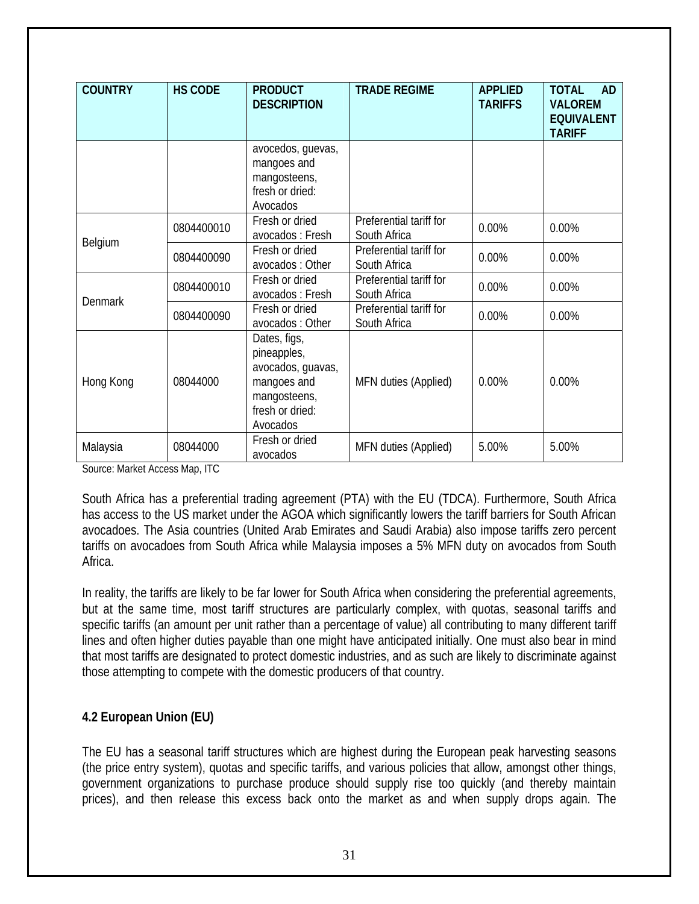| COUNTRY | HS CODE | PRODUCT DESCRIPTION | TRADE REGIME | APPLIED TARIFFS | TOTAL AD VALOREM EQUIVALENT TARIFF |
|---|---|---|---|---|---|
| | | avocedos, guevas, mangoes and mangosteens, fresh or dried: Avocados | | | |
| Belgium | 0804400010 | Fresh or dried avocados : Fresh | Preferential tariff for South Africa | 0.00% | 0.00% |
| | 0804400090 | Fresh or dried avocados : Other | Preferential tariff for South Africa | 0.00% | 0.00% |
| Denmark | 0804400010 | Fresh or dried avocados : Fresh | Preferential tariff for South Africa | 0.00% | 0.00% |
| | 0804400090 | Fresh or dried avocados : Other | Preferential tariff for South Africa | 0.00% | 0.00% |
| Hong Kong | 08044000 | Dates, figs, pineapples, avocados, guavas, mangoes and mangosteens, fresh or dried: Avocados | MFN duties (Applied) | 0.00% | 0.00% |
| Malaysia | 08044000 | Fresh or dried avocados | MFN duties (Applied) | 5.00% | 5.00% |

Source: Market Access Map, ITC

South Africa has a preferential trading agreement (PTA) with the EU (TDCA). Furthermore, South Africa has access to the US market under the AGOA which significantly lowers the tariff barriers for South African avocadoes. The Asia countries (United Arab Emirates and Saudi Arabia) also impose tariffs zero percent tariffs on avocadoes from South Africa while Malaysia imposes a 5% MFN duty on avocados from South Africa.

In reality, the tariffs are likely to be far lower for South Africa when considering the preferential agreements, but at the same time, most tariff structures are particularly complex, with quotas, seasonal tariffs and specific tariffs (an amount per unit rather than a percentage of value) all contributing to many different tariff lines and often higher duties payable than one might have anticipated initially. One must also bear in mind that most tariffs are designated to protect domestic industries, and as such are likely to discriminate against those attempting to compete with the domestic producers of that country.

### 4.2 European Union (EU)

The EU has a seasonal tariff structures which are highest during the European peak harvesting seasons (the price entry system), quotas and specific tariffs, and various policies that allow, amongst other things, government organizations to purchase produce should supply rise too quickly (and thereby maintain prices), and then release this excess back onto the market as and when supply drops again. The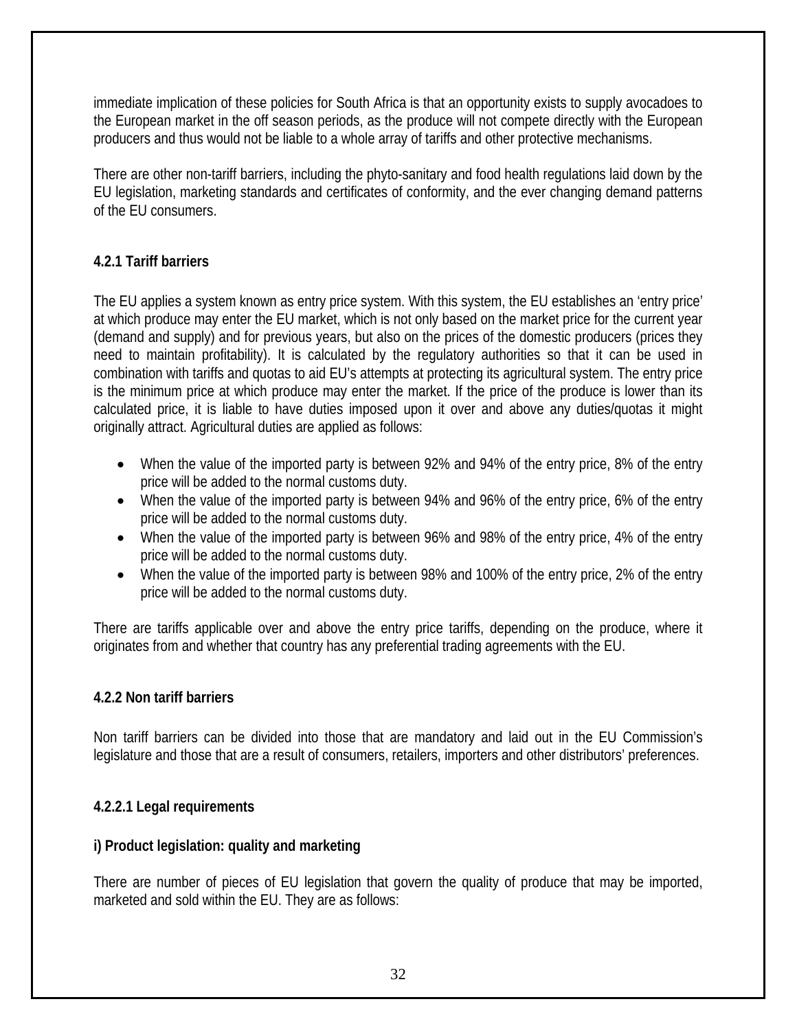immediate implication of these policies for South Africa is that an opportunity exists to supply avocadoes to the European market in the off season periods, as the produce will not compete directly with the European producers and thus would not be liable to a whole array of tariffs and other protective mechanisms.

There are other non-tariff barriers, including the phyto-sanitary and food health regulations laid down by the EU legislation, marketing standards and certificates of conformity, and the ever changing demand patterns of the EU consumers.

### 4.2.1 Tariff barriers

The EU applies a system known as entry price system. With this system, the EU establishes an 'entry price' at which produce may enter the EU market, which is not only based on the market price for the current year (demand and supply) and for previous years, but also on the prices of the domestic producers (prices they need to maintain profitability). It is calculated by the regulatory authorities so that it can be used in combination with tariffs and quotas to aid EU's attempts at protecting its agricultural system. The entry price is the minimum price at which produce may enter the market. If the price of the produce is lower than its calculated price, it is liable to have duties imposed upon it over and above any duties/quotas it might originally attract. Agricultural duties are applied as follows:

- When the value of the imported party is between 92% and 94% of the entry price, 8% of the entry price will be added to the normal customs duty.
- When the value of the imported party is between 94% and 96% of the entry price, 6% of the entry price will be added to the normal customs duty.
- When the value of the imported party is between 96% and 98% of the entry price, 4% of the entry price will be added to the normal customs duty.
- When the value of the imported party is between 98% and 100% of the entry price, 2% of the entry price will be added to the normal customs duty.

There are tariffs applicable over and above the entry price tariffs, depending on the produce, where it originates from and whether that country has any preferential trading agreements with the EU.

### 4.2.2 Non tariff barriers

Non tariff barriers can be divided into those that are mandatory and laid out in the EU Commission's legislature and those that are a result of consumers, retailers, importers and other distributors' preferences.

#### 4.2.2.1 Legal requirements

**i) Product legislation: quality and marketing**

There are number of pieces of EU legislation that govern the quality of produce that may be imported, marketed and sold within the EU. They are as follows: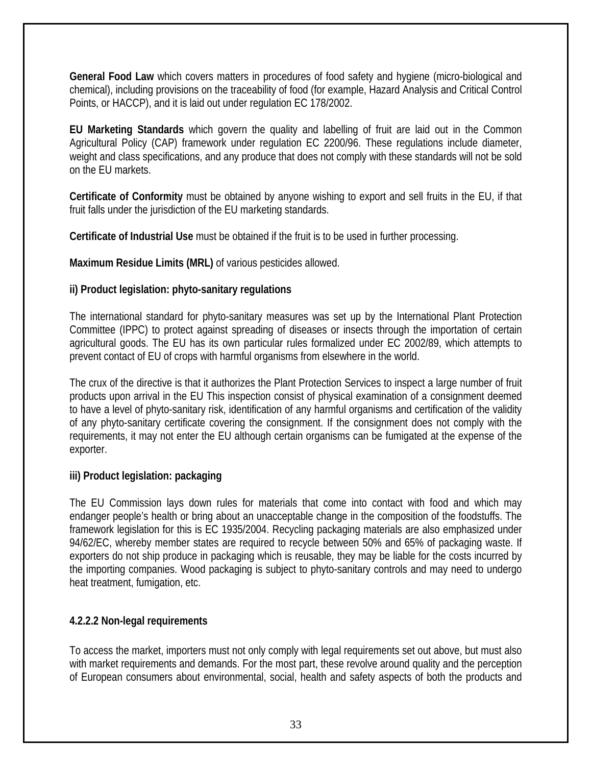**General Food Law** which covers matters in procedures of food safety and hygiene (micro-biological and chemical), including provisions on the traceability of food (for example, Hazard Analysis and Critical Control Points, or HACCP), and it is laid out under regulation EC 178/2002.

**EU Marketing Standards** which govern the quality and labelling of fruit are laid out in the Common Agricultural Policy (CAP) framework under regulation EC 2200/96. These regulations include diameter, weight and class specifications, and any produce that does not comply with these standards will not be sold on the EU markets.

**Certificate of Conformity** must be obtained by anyone wishing to export and sell fruits in the EU, if that fruit falls under the jurisdiction of the EU marketing standards.

**Certificate of Industrial Use** must be obtained if the fruit is to be used in further processing.

**Maximum Residue Limits (MRL)** of various pesticides allowed.

**ii) Product legislation: phyto-sanitary regulations**

The international standard for phyto-sanitary measures was set up by the International Plant Protection Committee (IPPC) to protect against spreading of diseases or insects through the importation of certain agricultural goods. The EU has its own particular rules formalized under EC 2002/89, which attempts to prevent contact of EU of crops with harmful organisms from elsewhere in the world.

The crux of the directive is that it authorizes the Plant Protection Services to inspect a large number of fruit products upon arrival in the EU This inspection consist of physical examination of a consignment deemed to have a level of phyto-sanitary risk, identification of any harmful organisms and certification of the validity of any phyto-sanitary certificate covering the consignment. If the consignment does not comply with the requirements, it may not enter the EU although certain organisms can be fumigated at the expense of the exporter.

**iii) Product legislation: packaging**

The EU Commission lays down rules for materials that come into contact with food and which may endanger people's health or bring about an unacceptable change in the composition of the foodstuffs. The framework legislation for this is EC 1935/2004. Recycling packaging materials are also emphasized under 94/62/EC, whereby member states are required to recycle between 50% and 65% of packaging waste. If exporters do not ship produce in packaging which is reusable, they may be liable for the costs incurred by the importing companies. Wood packaging is subject to phyto-sanitary controls and may need to undergo heat treatment, fumigation, etc.

#### 4.2.2.2 Non-legal requirements

To access the market, importers must not only comply with legal requirements set out above, but must also with market requirements and demands. For the most part, these revolve around quality and the perception of European consumers about environmental, social, health and safety aspects of both the products and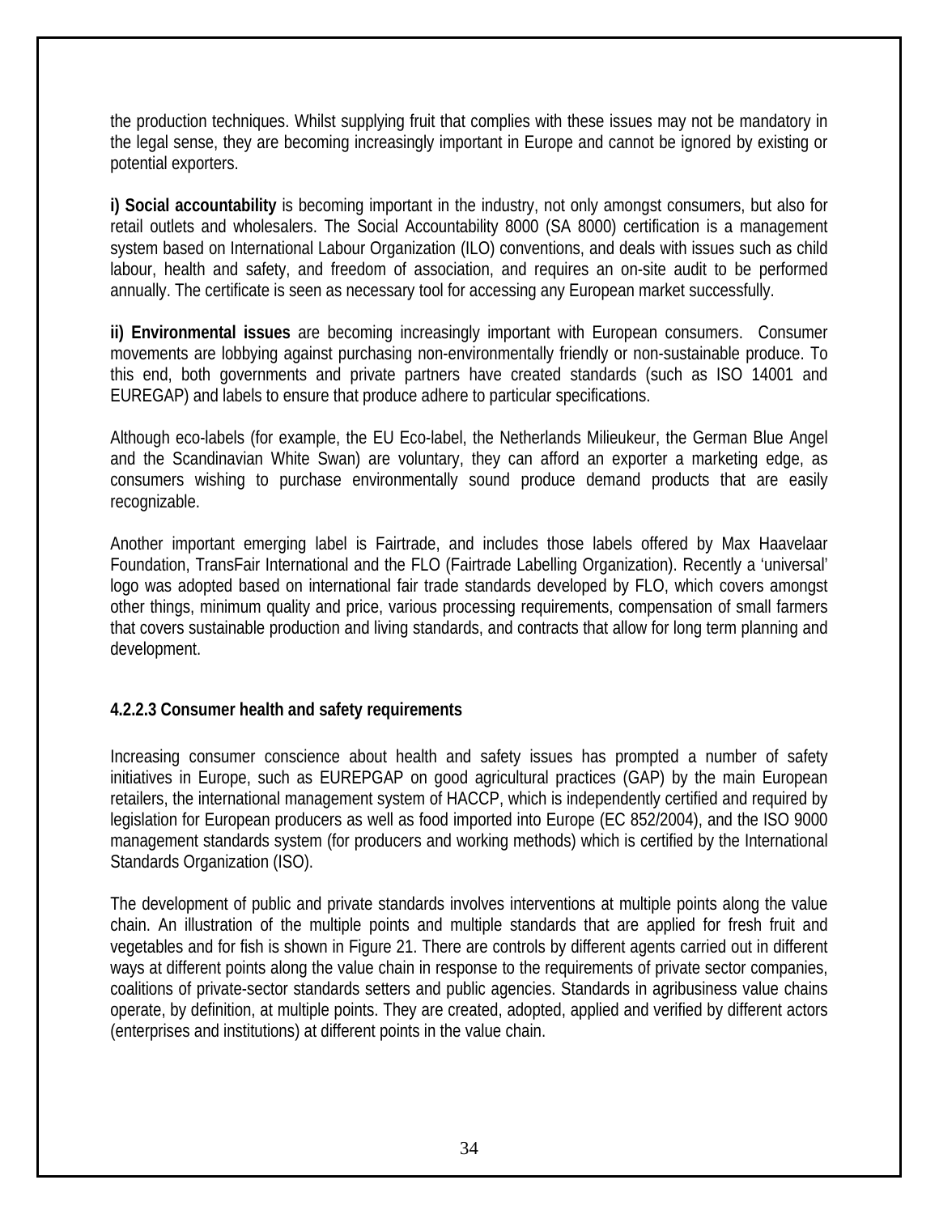the production techniques. Whilst supplying fruit that complies with these issues may not be mandatory in the legal sense, they are becoming increasingly important in Europe and cannot be ignored by existing or potential exporters.

**i) Social accountability** is becoming important in the industry, not only amongst consumers, but also for retail outlets and wholesalers. The Social Accountability 8000 (SA 8000) certification is a management system based on International Labour Organization (ILO) conventions, and deals with issues such as child labour, health and safety, and freedom of association, and requires an on-site audit to be performed annually. The certificate is seen as necessary tool for accessing any European market successfully.

**ii) Environmental issues** are becoming increasingly important with European consumers. Consumer movements are lobbying against purchasing non-environmentally friendly or non-sustainable produce. To this end, both governments and private partners have created standards (such as ISO 14001 and EUREGAP) and labels to ensure that produce adhere to particular specifications.

Although eco-labels (for example, the EU Eco-label, the Netherlands Milieukeur, the German Blue Angel and the Scandinavian White Swan) are voluntary, they can afford an exporter a marketing edge, as consumers wishing to purchase environmentally sound produce demand products that are easily recognizable.

Another important emerging label is Fairtrade, and includes those labels offered by Max Haavelaar Foundation, TransFair International and the FLO (Fairtrade Labelling Organization). Recently a 'universal' logo was adopted based on international fair trade standards developed by FLO, which covers amongst other things, minimum quality and price, various processing requirements, compensation of small farmers that covers sustainable production and living standards, and contracts that allow for long term planning and development.

#### 4.2.2.3 Consumer health and safety requirements

Increasing consumer conscience about health and safety issues has prompted a number of safety initiatives in Europe, such as EUREPGAP on good agricultural practices (GAP) by the main European retailers, the international management system of HACCP, which is independently certified and required by legislation for European producers as well as food imported into Europe (EC 852/2004), and the ISO 9000 management standards system (for producers and working methods) which is certified by the International Standards Organization (ISO).

The development of public and private standards involves interventions at multiple points along the value chain. An illustration of the multiple points and multiple standards that are applied for fresh fruit and vegetables and for fish is shown in Figure 21. There are controls by different agents carried out in different ways at different points along the value chain in response to the requirements of private sector companies, coalitions of private-sector standards setters and public agencies. Standards in agribusiness value chains operate, by definition, at multiple points. They are created, adopted, applied and verified by different actors (enterprises and institutions) at different points in the value chain.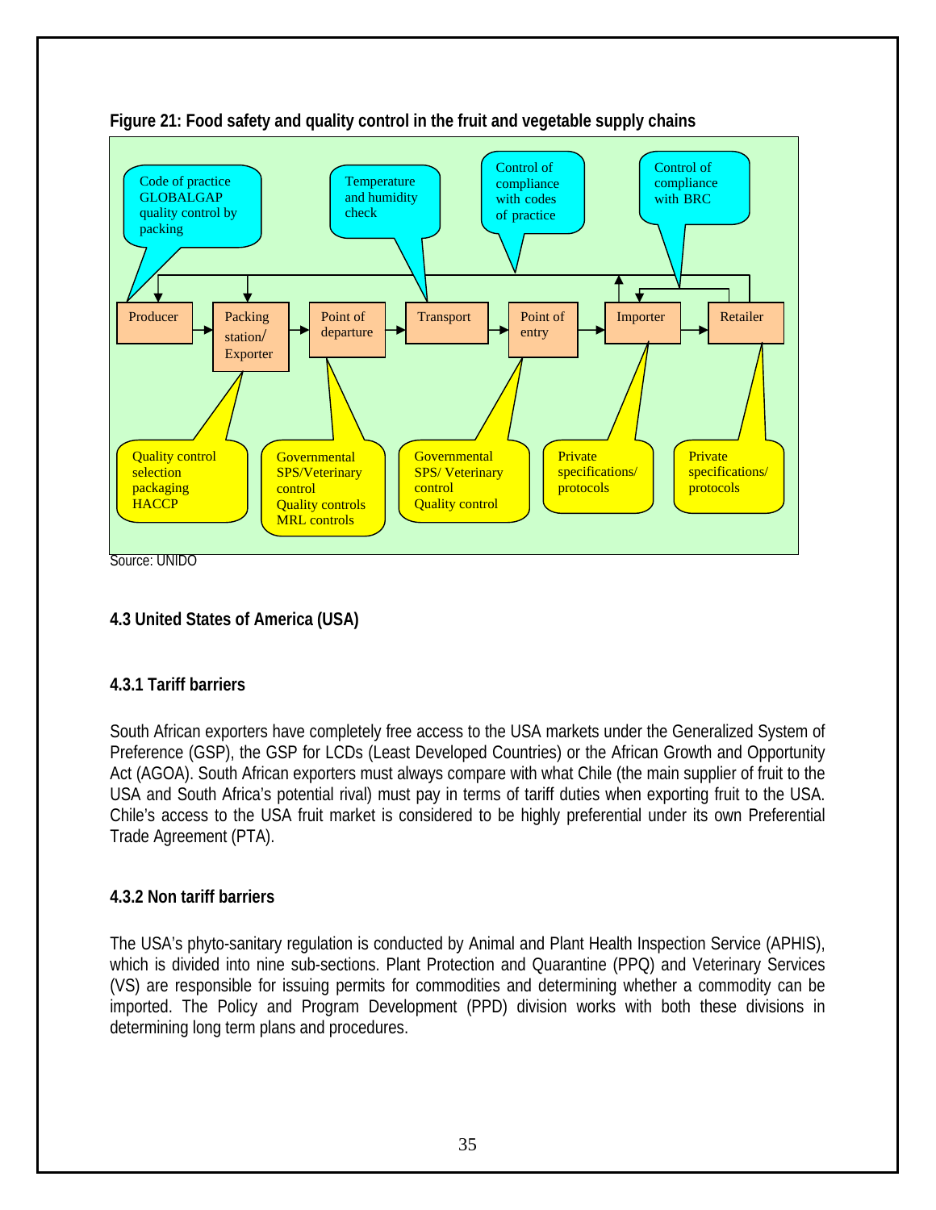**Figure 21: Food safety and quality control in the fruit and vegetable supply chains**

Producer → Packing station/ Exporter → Point of departure → Transport → Point of entry → Importer → Retailer

- Producer: Code of practice GLOBALGAP quality control by packing
- Packing station/ Exporter: Quality control selection packaging HACCP
- Point of departure: Governmental SPS/Veterinary control Quality controls MRL controls
- Transport: Temperature and humidity check
- Point of entry: Governmental SPS/ Veterinary control Quality control
- Control of compliance with codes of practice
- Importer: Private specifications/ protocols
- Control of compliance with BRC
- Retailer: Private specifications/ protocols

Source: UNIDO

### 4.3 United States of America (USA)

#### 4.3.1 Tariff barriers

South African exporters have completely free access to the USA markets under the Generalized System of Preference (GSP), the GSP for LCDs (Least Developed Countries) or the African Growth and Opportunity Act (AGOA). South African exporters must always compare with what Chile (the main supplier of fruit to the USA and South Africa's potential rival) must pay in terms of tariff duties when exporting fruit to the USA. Chile's access to the USA fruit market is considered to be highly preferential under its own Preferential Trade Agreement (PTA).

#### 4.3.2 Non tariff barriers

The USA's phyto-sanitary regulation is conducted by Animal and Plant Health Inspection Service (APHIS), which is divided into nine sub-sections. Plant Protection and Quarantine (PPQ) and Veterinary Services (VS) are responsible for issuing permits for commodities and determining whether a commodity can be imported. The Policy and Program Development (PPD) division works with both these divisions in determining long term plans and procedures.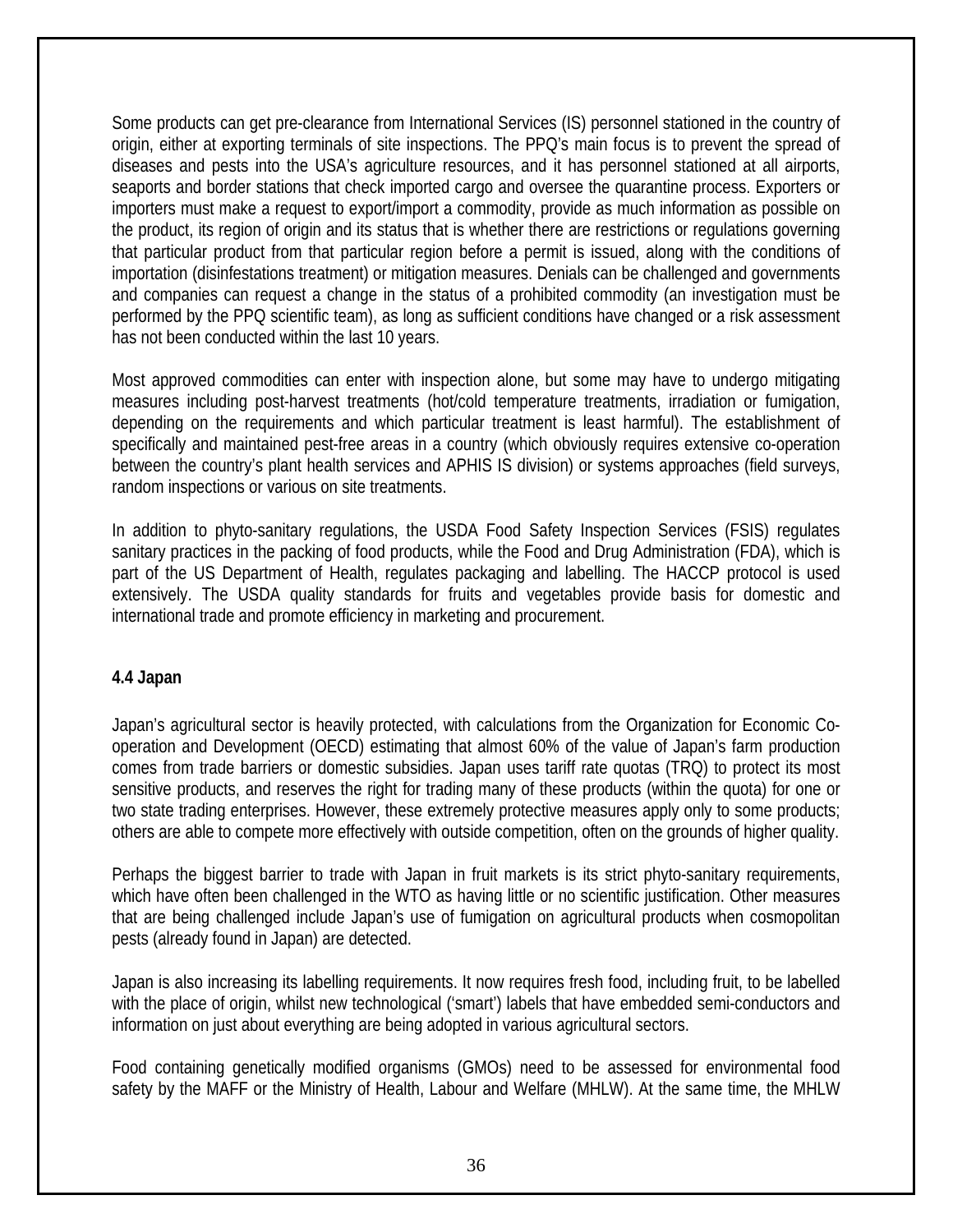Some products can get pre-clearance from International Services (IS) personnel stationed in the country of origin, either at exporting terminals of site inspections. The PPQ's main focus is to prevent the spread of diseases and pests into the USA's agriculture resources, and it has personnel stationed at all airports, seaports and border stations that check imported cargo and oversee the quarantine process. Exporters or importers must make a request to export/import a commodity, provide as much information as possible on the product, its region of origin and its status that is whether there are restrictions or regulations governing that particular product from that particular region before a permit is issued, along with the conditions of importation (disinfestations treatment) or mitigation measures. Denials can be challenged and governments and companies can request a change in the status of a prohibited commodity (an investigation must be performed by the PPQ scientific team), as long as sufficient conditions have changed or a risk assessment has not been conducted within the last 10 years.

Most approved commodities can enter with inspection alone, but some may have to undergo mitigating measures including post-harvest treatments (hot/cold temperature treatments, irradiation or fumigation, depending on the requirements and which particular treatment is least harmful). The establishment of specifically and maintained pest-free areas in a country (which obviously requires extensive co-operation between the country's plant health services and APHIS IS division) or systems approaches (field surveys, random inspections or various on site treatments.

In addition to phyto-sanitary regulations, the USDA Food Safety Inspection Services (FSIS) regulates sanitary practices in the packing of food products, while the Food and Drug Administration (FDA), which is part of the US Department of Health, regulates packaging and labelling. The HACCP protocol is used extensively. The USDA quality standards for fruits and vegetables provide basis for domestic and international trade and promote efficiency in marketing and procurement.

### 4.4 Japan

Japan's agricultural sector is heavily protected, with calculations from the Organization for Economic Co-operation and Development (OECD) estimating that almost 60% of the value of Japan's farm production comes from trade barriers or domestic subsidies. Japan uses tariff rate quotas (TRQ) to protect its most sensitive products, and reserves the right for trading many of these products (within the quota) for one or two state trading enterprises. However, these extremely protective measures apply only to some products; others are able to compete more effectively with outside competition, often on the grounds of higher quality.

Perhaps the biggest barrier to trade with Japan in fruit markets is its strict phyto-sanitary requirements, which have often been challenged in the WTO as having little or no scientific justification. Other measures that are being challenged include Japan's use of fumigation on agricultural products when cosmopolitan pests (already found in Japan) are detected.

Japan is also increasing its labelling requirements. It now requires fresh food, including fruit, to be labelled with the place of origin, whilst new technological ('smart') labels that have embedded semi-conductors and information on just about everything are being adopted in various agricultural sectors.

Food containing genetically modified organisms (GMOs) need to be assessed for environmental food safety by the MAFF or the Ministry of Health, Labour and Welfare (MHLW). At the same time, the MHLW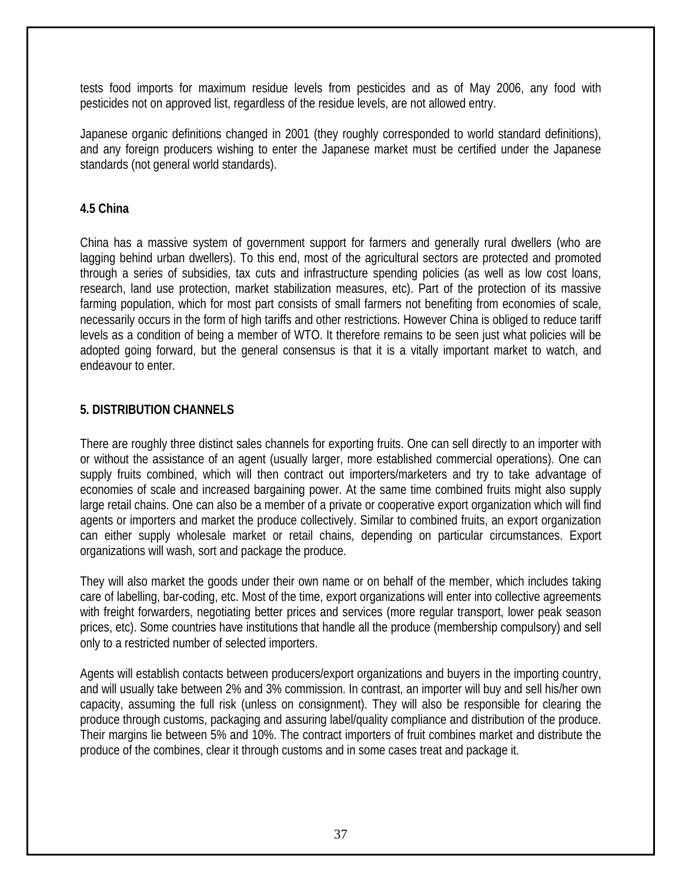tests food imports for maximum residue levels from pesticides and as of May 2006, any food with pesticides not on approved list, regardless of the residue levels, are not allowed entry.

Japanese organic definitions changed in 2001 (they roughly corresponded to world standard definitions), and any foreign producers wishing to enter the Japanese market must be certified under the Japanese standards (not general world standards).

### 4.5 China

China has a massive system of government support for farmers and generally rural dwellers (who are lagging behind urban dwellers). To this end, most of the agricultural sectors are protected and promoted through a series of subsidies, tax cuts and infrastructure spending policies (as well as low cost loans, research, land use protection, market stabilization measures, etc). Part of the protection of its massive farming population, which for most part consists of small farmers not benefiting from economies of scale, necessarily occurs in the form of high tariffs and other restrictions. However China is obliged to reduce tariff levels as a condition of being a member of WTO. It therefore remains to be seen just what policies will be adopted going forward, but the general consensus is that it is a vitally important market to watch, and endeavour to enter.

## 5. DISTRIBUTION CHANNELS

There are roughly three distinct sales channels for exporting fruits. One can sell directly to an importer with or without the assistance of an agent (usually larger, more established commercial operations). One can supply fruits combined, which will then contract out importers/marketers and try to take advantage of economies of scale and increased bargaining power. At the same time combined fruits might also supply large retail chains. One can also be a member of a private or cooperative export organization which will find agents or importers and market the produce collectively. Similar to combined fruits, an export organization can either supply wholesale market or retail chains, depending on particular circumstances. Export organizations will wash, sort and package the produce.

They will also market the goods under their own name or on behalf of the member, which includes taking care of labelling, bar-coding, etc. Most of the time, export organizations will enter into collective agreements with freight forwarders, negotiating better prices and services (more regular transport, lower peak season prices, etc). Some countries have institutions that handle all the produce (membership compulsory) and sell only to a restricted number of selected importers.

Agents will establish contacts between producers/export organizations and buyers in the importing country, and will usually take between 2% and 3% commission. In contrast, an importer will buy and sell his/her own capacity, assuming the full risk (unless on consignment). They will also be responsible for clearing the produce through customs, packaging and assuring label/quality compliance and distribution of the produce. Their margins lie between 5% and 10%. The contract importers of fruit combines market and distribute the produce of the combines, clear it through customs and in some cases treat and package it.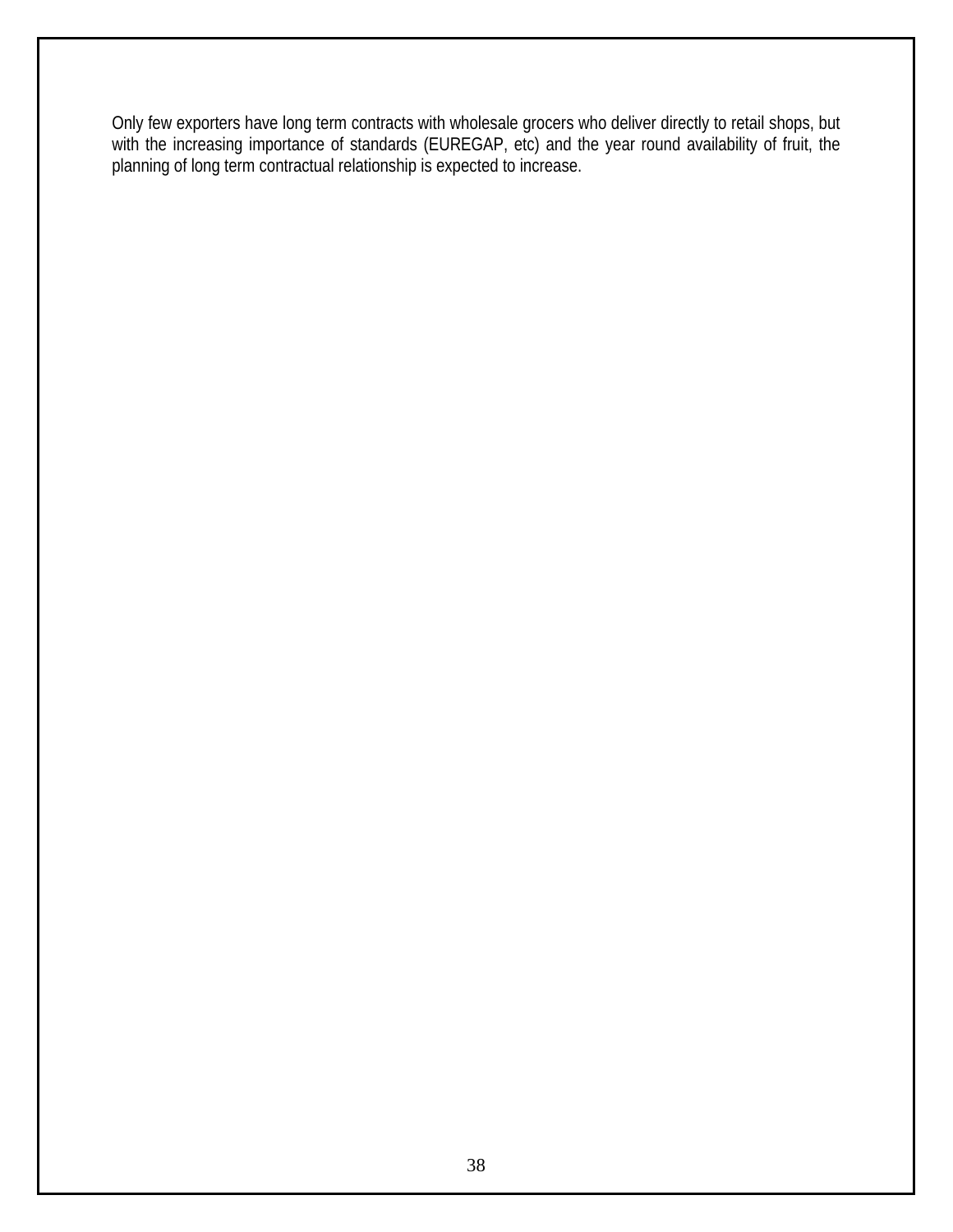Only few exporters have long term contracts with wholesale grocers who deliver directly to retail shops, but with the increasing importance of standards (EUREGAP, etc) and the year round availability of fruit, the planning of long term contractual relationship is expected to increase.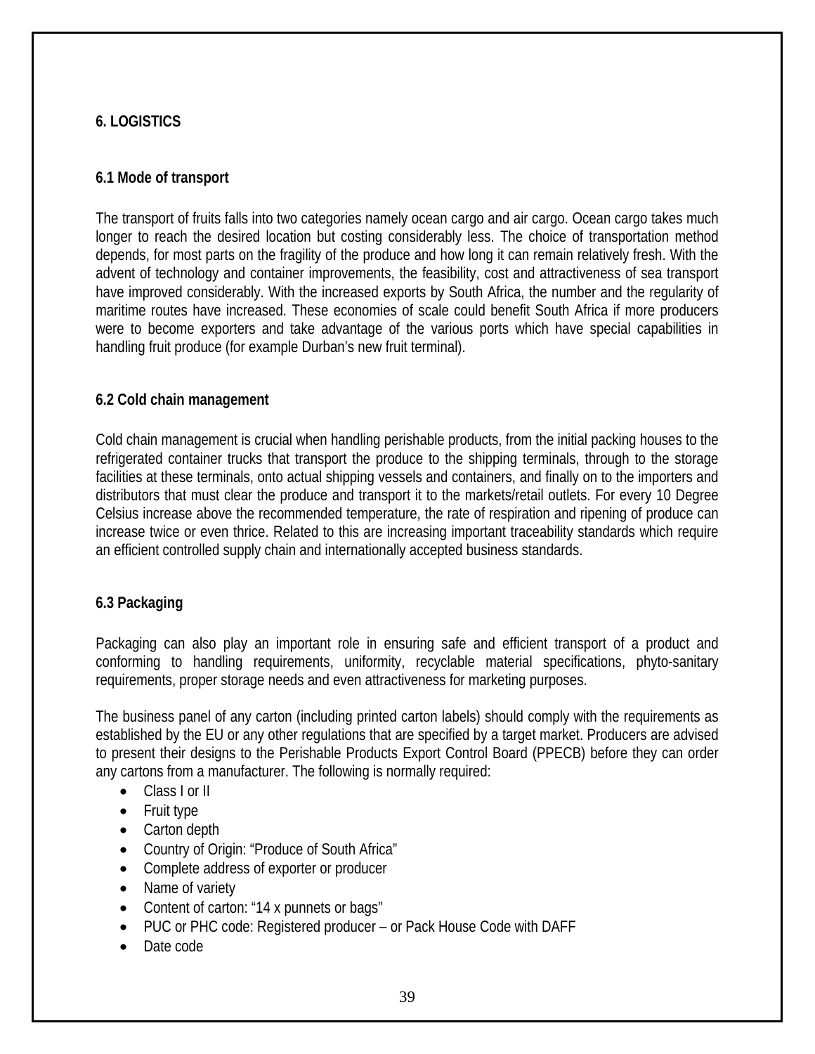## 6. LOGISTICS

### 6.1 Mode of transport

The transport of fruits falls into two categories namely ocean cargo and air cargo. Ocean cargo takes much longer to reach the desired location but costing considerably less. The choice of transportation method depends, for most parts on the fragility of the produce and how long it can remain relatively fresh. With the advent of technology and container improvements, the feasibility, cost and attractiveness of sea transport have improved considerably. With the increased exports by South Africa, the number and the regularity of maritime routes have increased. These economies of scale could benefit South Africa if more producers were to become exporters and take advantage of the various ports which have special capabilities in handling fruit produce (for example Durban's new fruit terminal).

### 6.2 Cold chain management

Cold chain management is crucial when handling perishable products, from the initial packing houses to the refrigerated container trucks that transport the produce to the shipping terminals, through to the storage facilities at these terminals, onto actual shipping vessels and containers, and finally on to the importers and distributors that must clear the produce and transport it to the markets/retail outlets. For every 10 Degree Celsius increase above the recommended temperature, the rate of respiration and ripening of produce can increase twice or even thrice. Related to this are increasing important traceability standards which require an efficient controlled supply chain and internationally accepted business standards.

### 6.3 Packaging

Packaging can also play an important role in ensuring safe and efficient transport of a product and conforming to handling requirements, uniformity, recyclable material specifications, phyto-sanitary requirements, proper storage needs and even attractiveness for marketing purposes.

The business panel of any carton (including printed carton labels) should comply with the requirements as established by the EU or any other regulations that are specified by a target market. Producers are advised to present their designs to the Perishable Products Export Control Board (PPECB) before they can order any cartons from a manufacturer. The following is normally required:

- Class I or II
- Fruit type
- Carton depth
- Country of Origin: "Produce of South Africa"
- Complete address of exporter or producer
- Name of variety
- Content of carton: "14 x punnets or bags"
- PUC or PHC code: Registered producer – or Pack House Code with DAFF
- Date code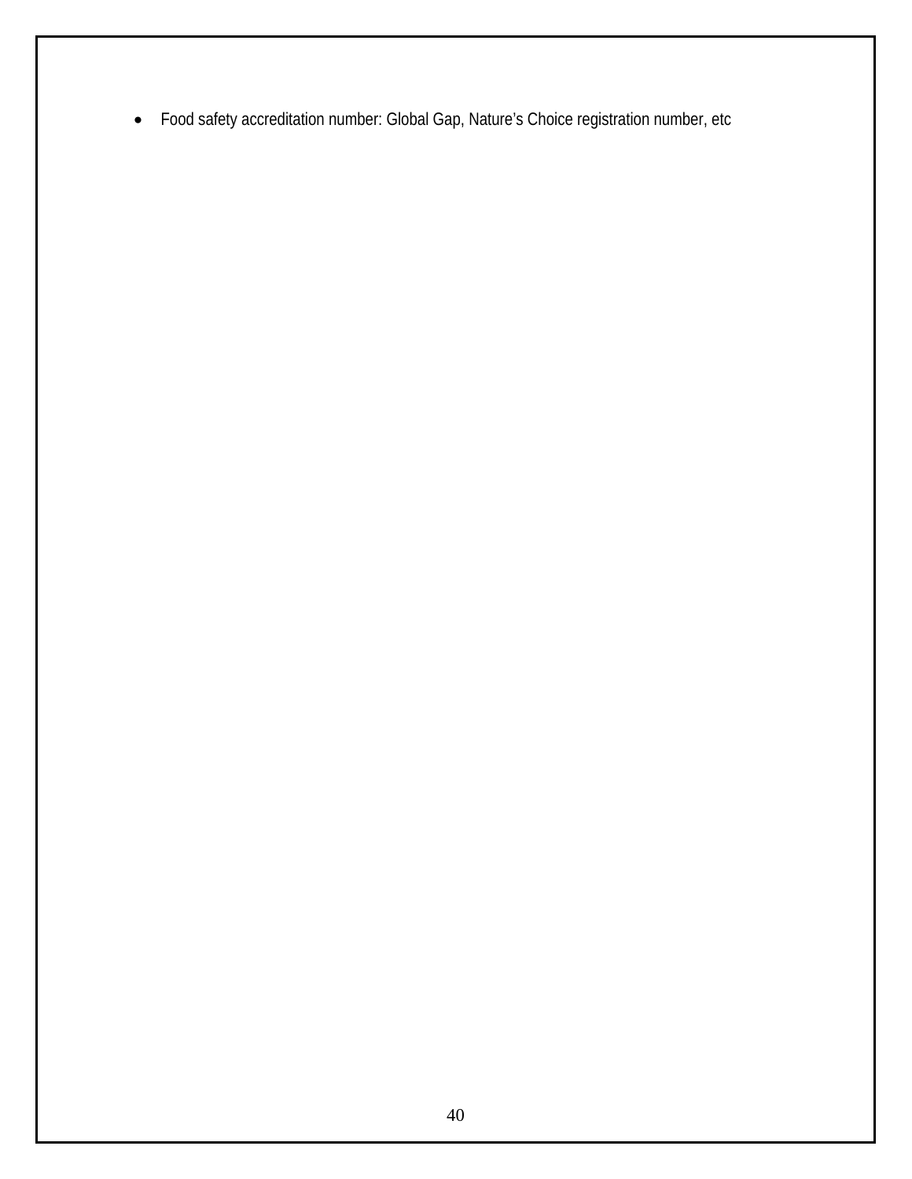- Food safety accreditation number: Global Gap, Nature's Choice registration number, etc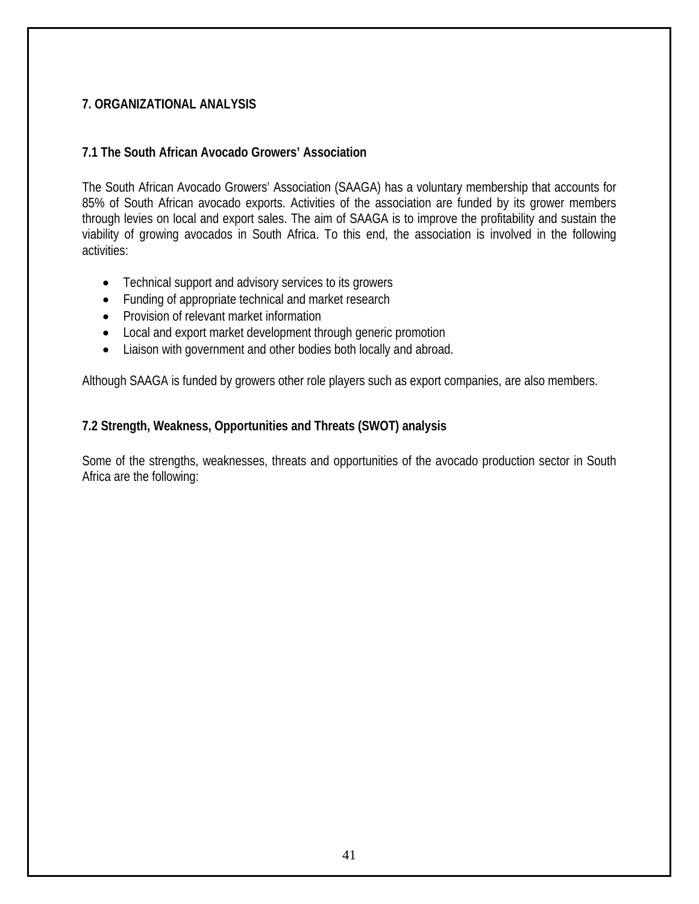## 7. ORGANIZATIONAL ANALYSIS

### 7.1 The South African Avocado Growers' Association

The South African Avocado Growers' Association (SAAGA) has a voluntary membership that accounts for 85% of South African avocado exports. Activities of the association are funded by its grower members through levies on local and export sales. The aim of SAAGA is to improve the profitability and sustain the viability of growing avocados in South Africa. To this end, the association is involved in the following activities:

- Technical support and advisory services to its growers
- Funding of appropriate technical and market research
- Provision of relevant market information
- Local and export market development through generic promotion
- Liaison with government and other bodies both locally and abroad.

Although SAAGA is funded by growers other role players such as export companies, are also members.

### 7.2 Strength, Weakness, Opportunities and Threats (SWOT) analysis

Some of the strengths, weaknesses, threats and opportunities of the avocado production sector in South Africa are the following: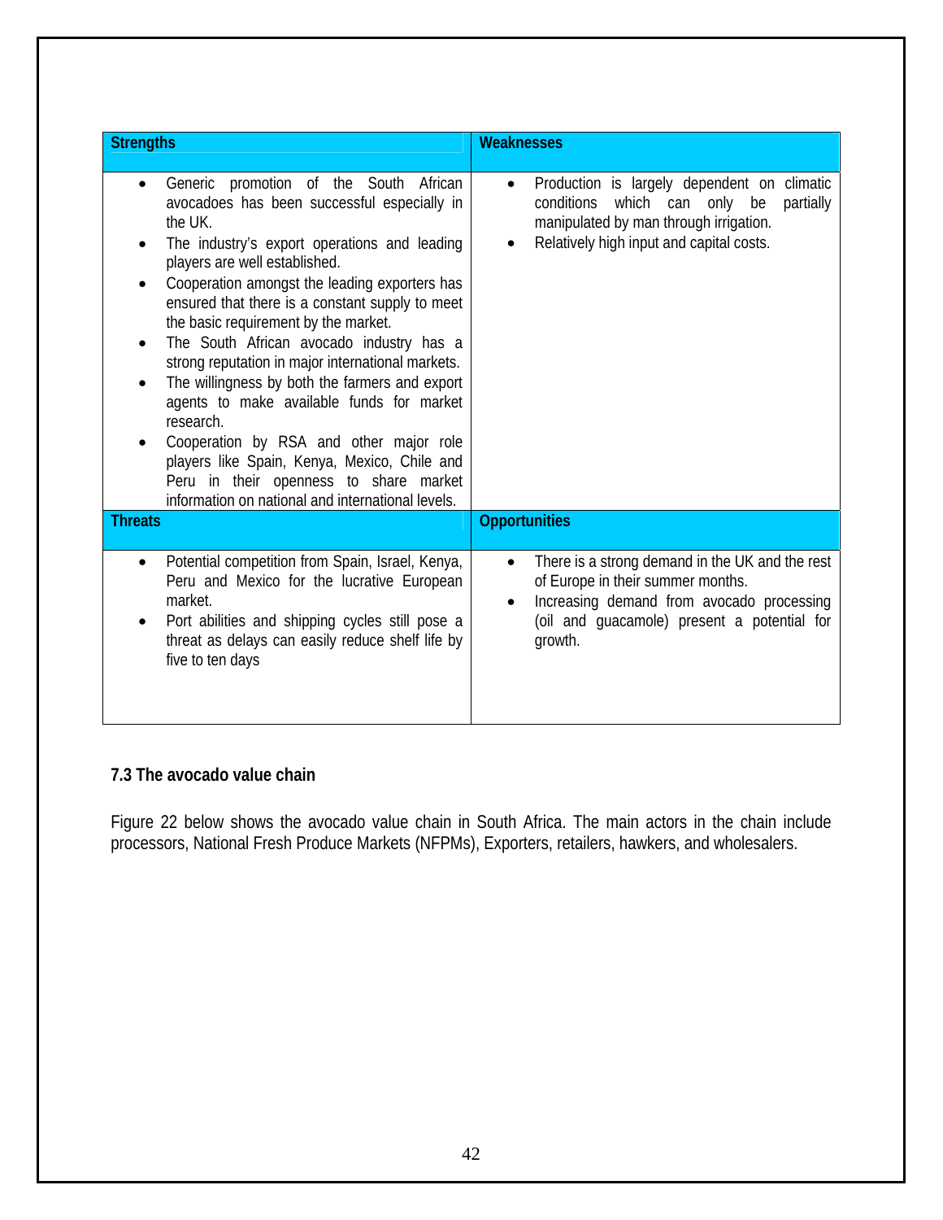| Strengths | Weaknesses |
|---|---|
| • Generic promotion of the South African avocadoes has been successful especially in the UK.<br>• The industry's export operations and leading players are well established.<br>• Cooperation amongst the leading exporters has ensured that there is a constant supply to meet the basic requirement by the market.<br>• The South African avocado industry has a strong reputation in major international markets.<br>• The willingness by both the farmers and export agents to make available funds for market research.<br>• Cooperation by RSA and other major role players like Spain, Kenya, Mexico, Chile and Peru in their openness to share market information on national and international levels. | • Production is largely dependent on climatic conditions which can only be partially manipulated by man through irrigation.<br>• Relatively high input and capital costs. |
| **Threats** | **Opportunities** |
| • Potential competition from Spain, Israel, Kenya, Peru and Mexico for the lucrative European market.<br>• Port abilities and shipping cycles still pose a threat as delays can easily reduce shelf life by five to ten days | • There is a strong demand in the UK and the rest of Europe in their summer months.<br>• Increasing demand from avocado processing (oil and guacamole) present a potential for growth. |

### 7.3 The avocado value chain

Figure 22 below shows the avocado value chain in South Africa. The main actors in the chain include processors, National Fresh Produce Markets (NFPMs), Exporters, retailers, hawkers, and wholesalers.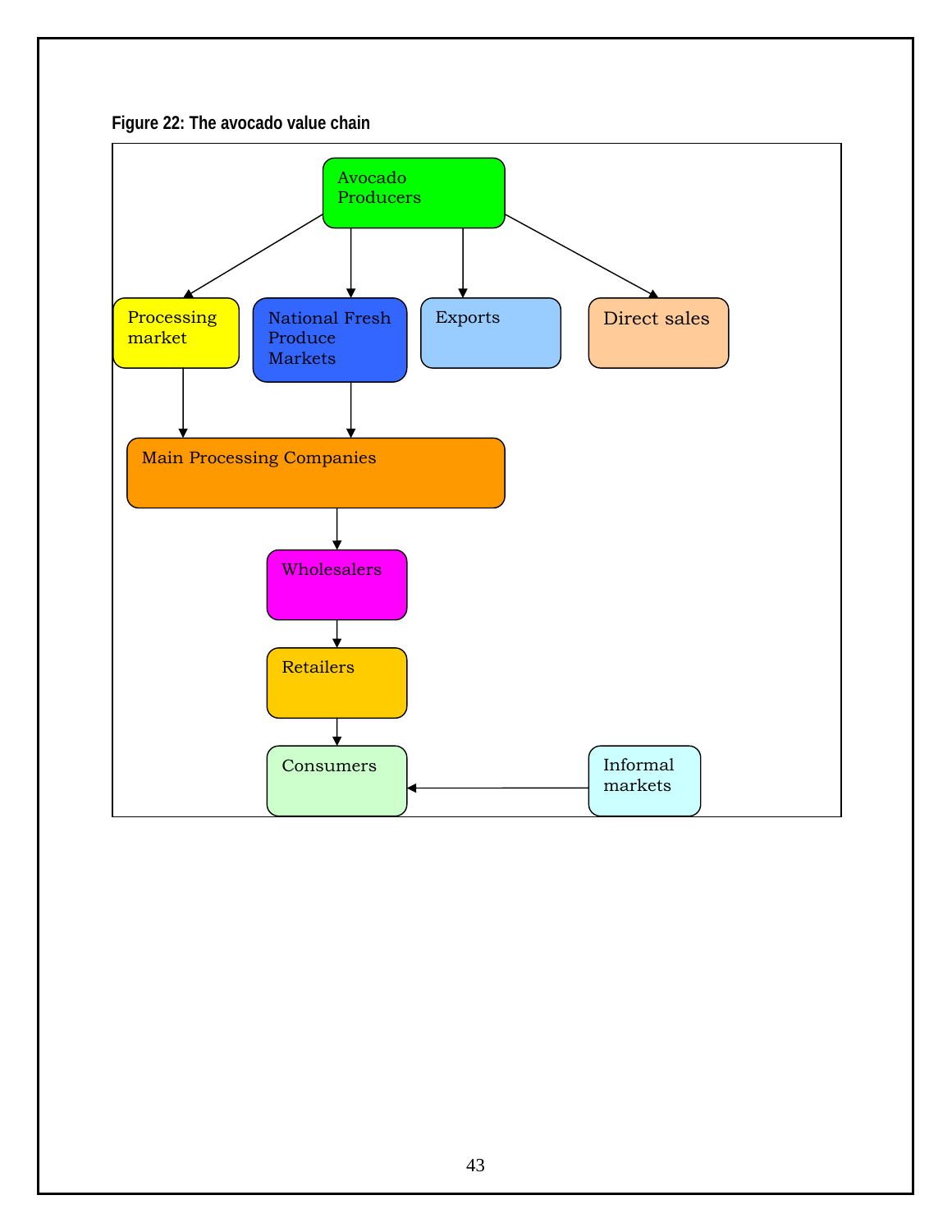**Figure 22: The avocado value chain**

Avocado Producers

Processing market

National Fresh Produce Markets

Exports

Direct sales

Main Processing Companies

Wholesalers

Retailers

Consumers

Informal markets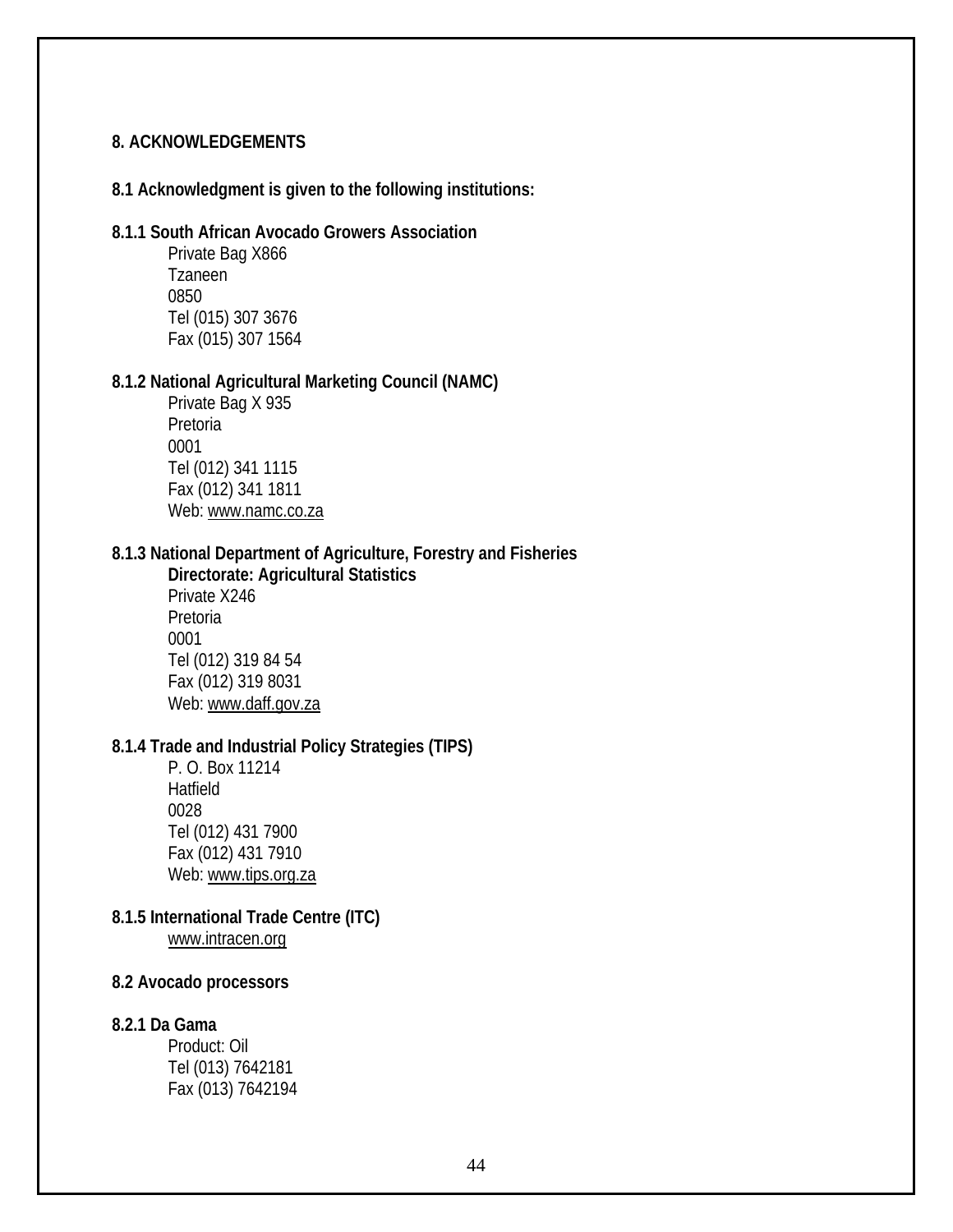## 8. ACKNOWLEDGEMENTS

### 8.1 Acknowledgment is given to the following institutions:

**8.1.1 South African Avocado Growers Association**

Private Bag X866
Tzaneen
0850
Tel (015) 307 3676
Fax (015) 307 1564

**8.1.2 National Agricultural Marketing Council (NAMC)**

Private Bag X 935
Pretoria
0001
Tel (012) 341 1115
Fax (012) 341 1811
Web: www.namc.co.za

**8.1.3 National Department of Agriculture, Forestry and Fisheries**

**Directorate: Agricultural Statistics**
Private X246
Pretoria
0001
Tel (012) 319 84 54
Fax (012) 319 8031
Web: www.daff.gov.za

**8.1.4 Trade and Industrial Policy Strategies (TIPS)**

P. O. Box 11214
Hatfield
0028
Tel (012) 431 7900
Fax (012) 431 7910
Web: www.tips.org.za

**8.1.5 International Trade Centre (ITC)**

www.intracen.org

### 8.2 Avocado processors

**8.2.1 Da Gama**

Product: Oil
Tel (013) 7642181
Fax (013) 7642194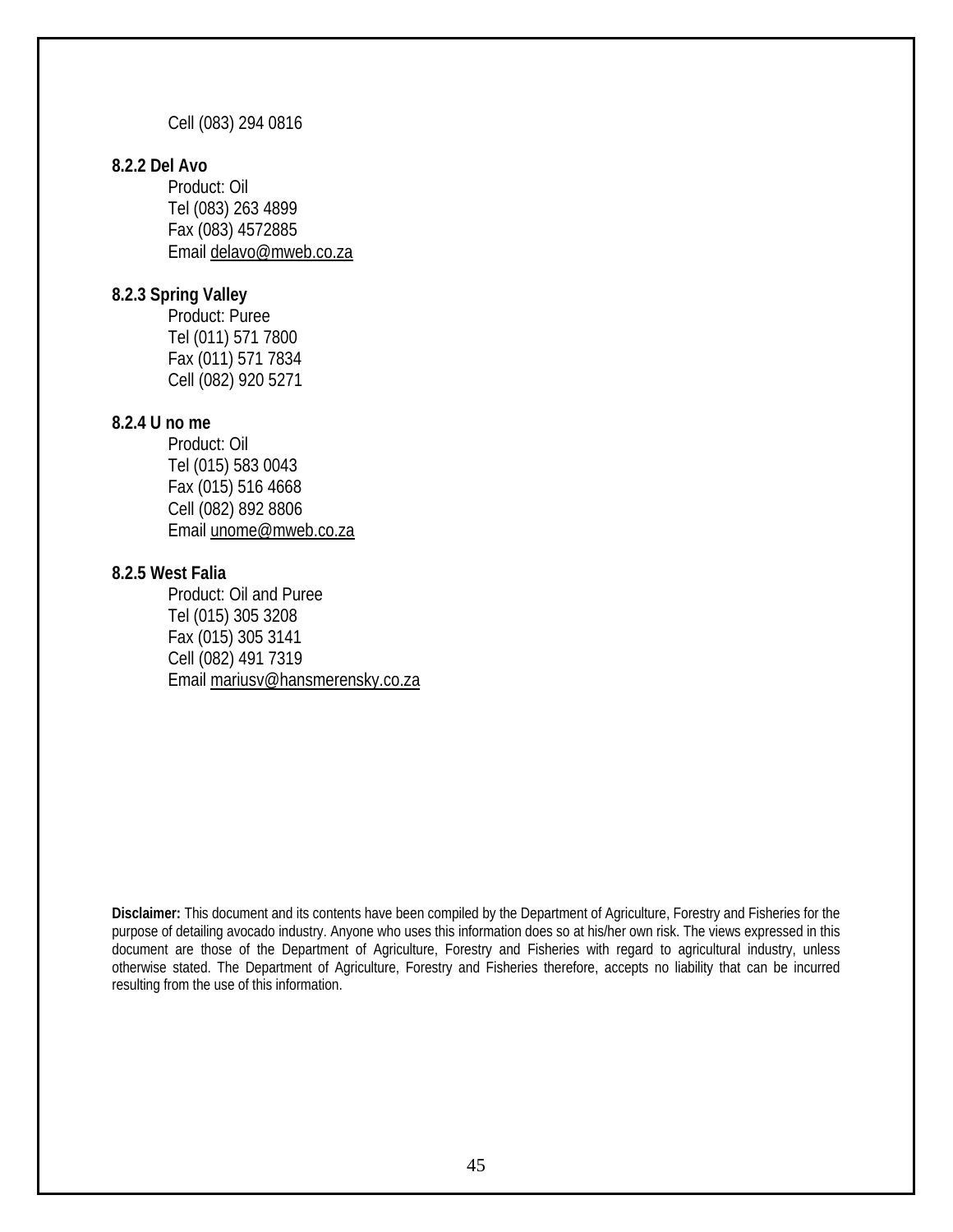Cell (083) 294 0816

**8.2.2 Del Avo**

Product: Oil
Tel (083) 263 4899
Fax (083) 4572885
Email delavo@mweb.co.za

**8.2.3 Spring Valley**

Product: Puree
Tel (011) 571 7800
Fax (011) 571 7834
Cell (082) 920 5271

**8.2.4 U no me**

Product: Oil
Tel (015) 583 0043
Fax (015) 516 4668
Cell (082) 892 8806
Email unome@mweb.co.za

**8.2.5 West Falia**

Product: Oil and Puree
Tel (015) 305 3208
Fax (015) 305 3141
Cell (082) 491 7319
Email mariusv@hansmerensky.co.za

**Disclaimer:** This document and its contents have been compiled by the Department of Agriculture, Forestry and Fisheries for the purpose of detailing avocado industry. Anyone who uses this information does so at his/her own risk. The views expressed in this document are those of the Department of Agriculture, Forestry and Fisheries with regard to agricultural industry, unless otherwise stated. The Department of Agriculture, Forestry and Fisheries therefore, accepts no liability that can be incurred resulting from the use of this information.